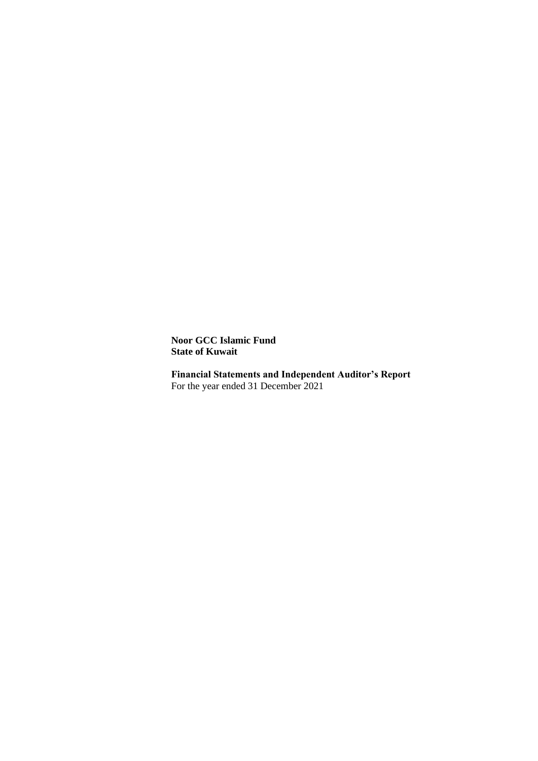**Noor GCC Islamic Fund**
**State of Kuwait**

**Financial Statements and Independent Auditor's Report**
For the year ended 31 December 2021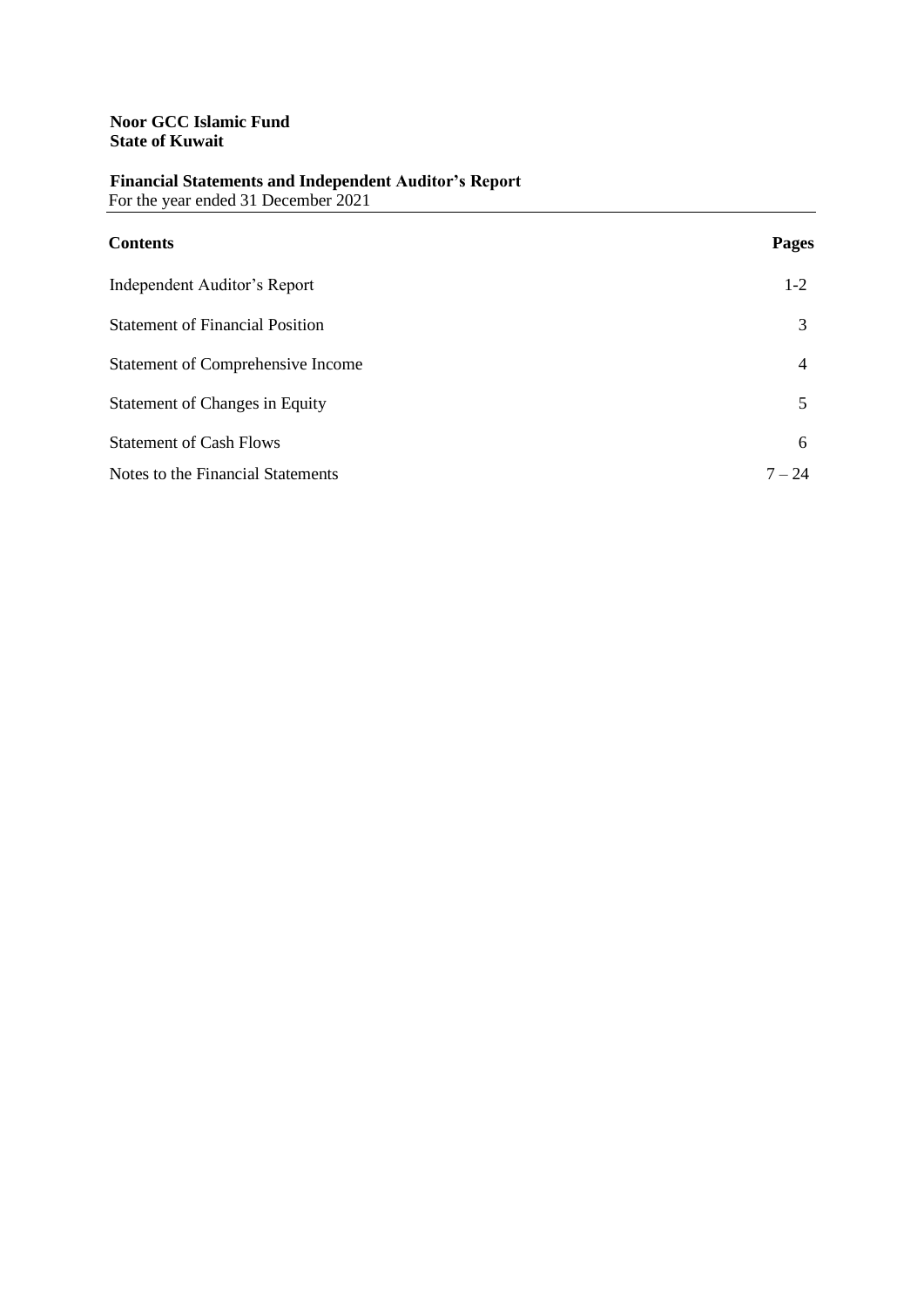**Noor GCC Islamic Fund**
**State of Kuwait**

**Financial Statements and Independent Auditor's Report**
For the year ended 31 December 2021

| **Contents** | **Pages** |
|---|---|
| Independent Auditor's Report | 1-2 |
| Statement of Financial Position | 3 |
| Statement of Comprehensive Income | 4 |
| Statement of Changes in Equity | 5 |
| Statement of Cash Flows | 6 |
| Notes to the Financial Statements | 7 – 24 |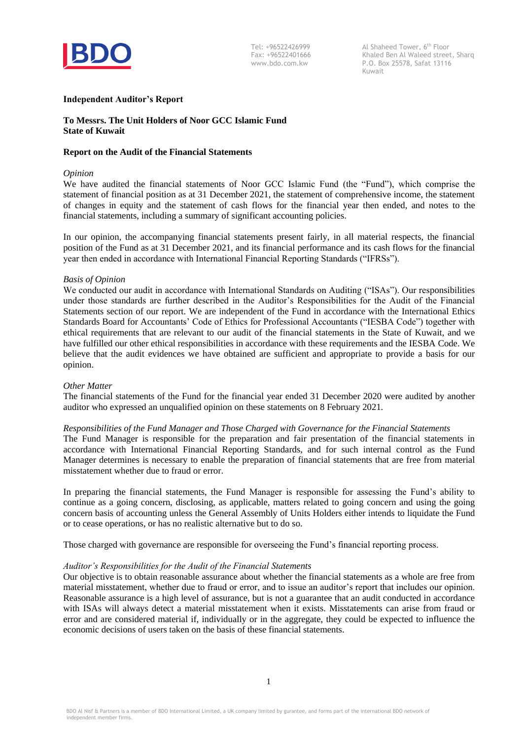Tel: +96522426999
Fax: +96522401666
www.bdo.com.kw

Al Shaheed Tower, 6th Floor
Khaled Ben Al Waleed street, Sharq
P.O. Box 25578, Safat 13116
Kuwait

**Independent Auditor's Report**

**To Messrs. The Unit Holders of Noor GCC Islamic Fund**
**State of Kuwait**

**Report on the Audit of the Financial Statements**

*Opinion*

We have audited the financial statements of Noor GCC Islamic Fund (the "Fund"), which comprise the statement of financial position as at 31 December 2021, the statement of comprehensive income, the statement of changes in equity and the statement of cash flows for the financial year then ended, and notes to the financial statements, including a summary of significant accounting policies.

In our opinion, the accompanying financial statements present fairly, in all material respects, the financial position of the Fund as at 31 December 2021, and its financial performance and its cash flows for the financial year then ended in accordance with International Financial Reporting Standards ("IFRSs").

*Basis of Opinion*

We conducted our audit in accordance with International Standards on Auditing ("ISAs"). Our responsibilities under those standards are further described in the Auditor's Responsibilities for the Audit of the Financial Statements section of our report. We are independent of the Fund in accordance with the International Ethics Standards Board for Accountants' Code of Ethics for Professional Accountants ("IESBA Code") together with ethical requirements that are relevant to our audit of the financial statements in the State of Kuwait, and we have fulfilled our other ethical responsibilities in accordance with these requirements and the IESBA Code. We believe that the audit evidences we have obtained are sufficient and appropriate to provide a basis for our opinion.

*Other Matter*

The financial statements of the Fund for the financial year ended 31 December 2020 were audited by another auditor who expressed an unqualified opinion on these statements on 8 February 2021.

*Responsibilities of the Fund Manager and Those Charged with Governance for the Financial Statements*

The Fund Manager is responsible for the preparation and fair presentation of the financial statements in accordance with International Financial Reporting Standards, and for such internal control as the Fund Manager determines is necessary to enable the preparation of financial statements that are free from material misstatement whether due to fraud or error.

In preparing the financial statements, the Fund Manager is responsible for assessing the Fund's ability to continue as a going concern, disclosing, as applicable, matters related to going concern and using the going concern basis of accounting unless the General Assembly of Units Holders either intends to liquidate the Fund or to cease operations, or has no realistic alternative but to do so.

Those charged with governance are responsible for overseeing the Fund's financial reporting process.

*Auditor's Responsibilities for the Audit of the Financial Statements*

Our objective is to obtain reasonable assurance about whether the financial statements as a whole are free from material misstatement, whether due to fraud or error, and to issue an auditor's report that includes our opinion. Reasonable assurance is a high level of assurance, but is not a guarantee that an audit conducted in accordance with ISAs will always detect a material misstatement when it exists. Misstatements can arise from fraud or error and are considered material if, individually or in the aggregate, they could be expected to influence the economic decisions of users taken on the basis of these financial statements.

BDO Al Nisf & Partners is a member of BDO International Limited, a UK company limited by gurantee, and forms part of the international BDO network of independent member firms.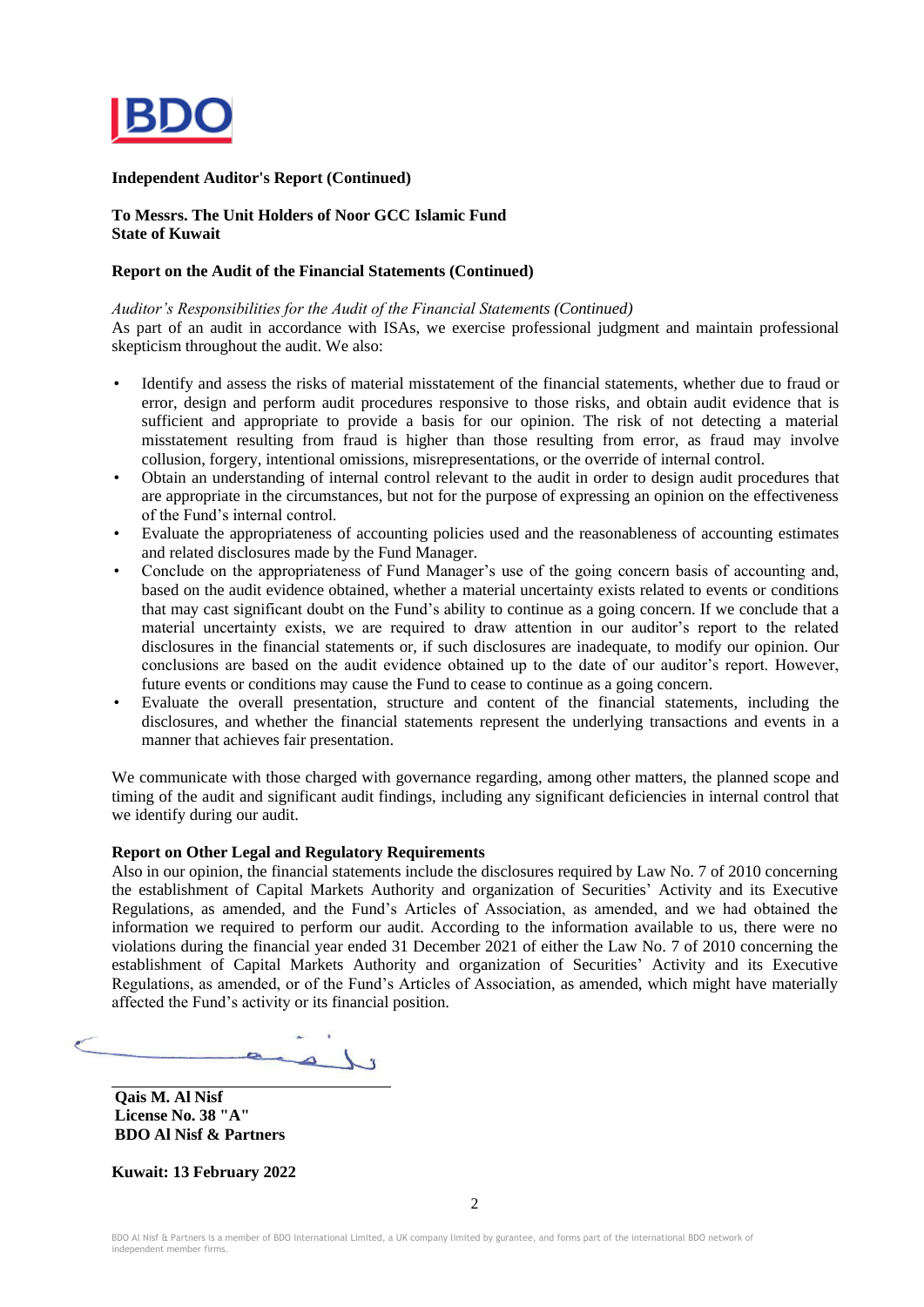**Independent Auditor's Report (Continued)**

**To Messrs. The Unit Holders of Noor GCC Islamic Fund**
**State of Kuwait**

**Report on the Audit of the Financial Statements (Continued)**

*Auditor's Responsibilities for the Audit of the Financial Statements (Continued)*

As part of an audit in accordance with ISAs, we exercise professional judgment and maintain professional skepticism throughout the audit. We also:

- Identify and assess the risks of material misstatement of the financial statements, whether due to fraud or error, design and perform audit procedures responsive to those risks, and obtain audit evidence that is sufficient and appropriate to provide a basis for our opinion. The risk of not detecting a material misstatement resulting from fraud is higher than those resulting from error, as fraud may involve collusion, forgery, intentional omissions, misrepresentations, or the override of internal control.
- Obtain an understanding of internal control relevant to the audit in order to design audit procedures that are appropriate in the circumstances, but not for the purpose of expressing an opinion on the effectiveness of the Fund's internal control.
- Evaluate the appropriateness of accounting policies used and the reasonableness of accounting estimates and related disclosures made by the Fund Manager.
- Conclude on the appropriateness of Fund Manager's use of the going concern basis of accounting and, based on the audit evidence obtained, whether a material uncertainty exists related to events or conditions that may cast significant doubt on the Fund's ability to continue as a going concern. If we conclude that a material uncertainty exists, we are required to draw attention in our auditor's report to the related disclosures in the financial statements or, if such disclosures are inadequate, to modify our opinion. Our conclusions are based on the audit evidence obtained up to the date of our auditor's report. However, future events or conditions may cause the Fund to cease to continue as a going concern.
- Evaluate the overall presentation, structure and content of the financial statements, including the disclosures, and whether the financial statements represent the underlying transactions and events in a manner that achieves fair presentation.

We communicate with those charged with governance regarding, among other matters, the planned scope and timing of the audit and significant audit findings, including any significant deficiencies in internal control that we identify during our audit.

**Report on Other Legal and Regulatory Requirements**

Also in our opinion, the financial statements include the disclosures required by Law No. 7 of 2010 concerning the establishment of Capital Markets Authority and organization of Securities' Activity and its Executive Regulations, as amended, and the Fund's Articles of Association, as amended, and we had obtained the information we required to perform our audit. According to the information available to us, there were no violations during the financial year ended 31 December 2021 of either the Law No. 7 of 2010 concerning the establishment of Capital Markets Authority and organization of Securities' Activity and its Executive Regulations, as amended, or of the Fund's Articles of Association, as amended, which might have materially affected the Fund's activity or its financial position.

**Qais M. Al Nisf**
**License No. 38 "A"**
**BDO Al Nisf & Partners**

**Kuwait: 13 February 2022**

BDO Al Nisf & Partners is a member of BDO International Limited, a UK company limited by gurantee, and forms part of the international BDO network of independent member firms.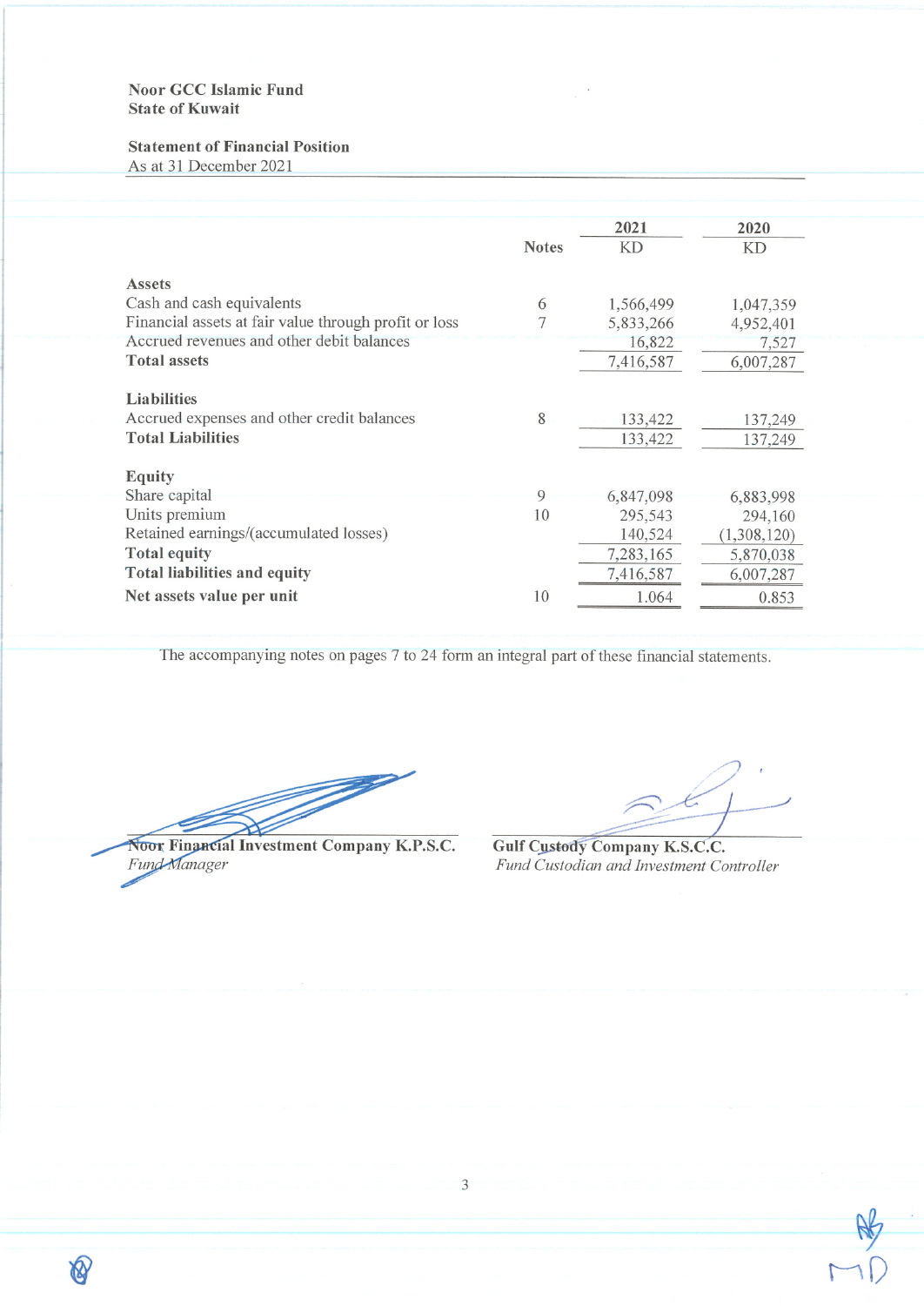**Noor GCC Islamic Fund**
**State of Kuwait**

**Statement of Financial Position**
As at 31 December 2021

| | Notes | 2021 KD | 2020 KD |
|---|---|---|---|
| **Assets** | | | |
| Cash and cash equivalents | 6 | 1,566,499 | 1,047,359 |
| Financial assets at fair value through profit or loss | 7 | 5,833,266 | 4,952,401 |
| Accrued revenues and other debit balances | | 16,822 | 7,527 |
| **Total assets** | | 7,416,587 | 6,007,287 |
| **Liabilities** | | | |
| Accrued expenses and other credit balances | 8 | 133,422 | 137,249 |
| **Total Liabilities** | | 133,422 | 137,249 |
| **Equity** | | | |
| Share capital | 9 | 6,847,098 | 6,883,998 |
| Units premium | 10 | 295,543 | 294,160 |
| Retained earnings/(accumulated losses) | | 140,524 | (1,308,120) |
| **Total equity** | | 7,283,165 | 5,870,038 |
| **Total liabilities and equity** | | 7,416,587 | 6,007,287 |
| **Net assets value per unit** | 10 | 1.064 | 0.853 |

The accompanying notes on pages 7 to 24 form an integral part of these financial statements.

**Noor Financial Investment Company K.P.S.C.**
*Fund Manager*

**Gulf Custody Company K.S.C.C.**
*Fund Custodian and Investment Controller*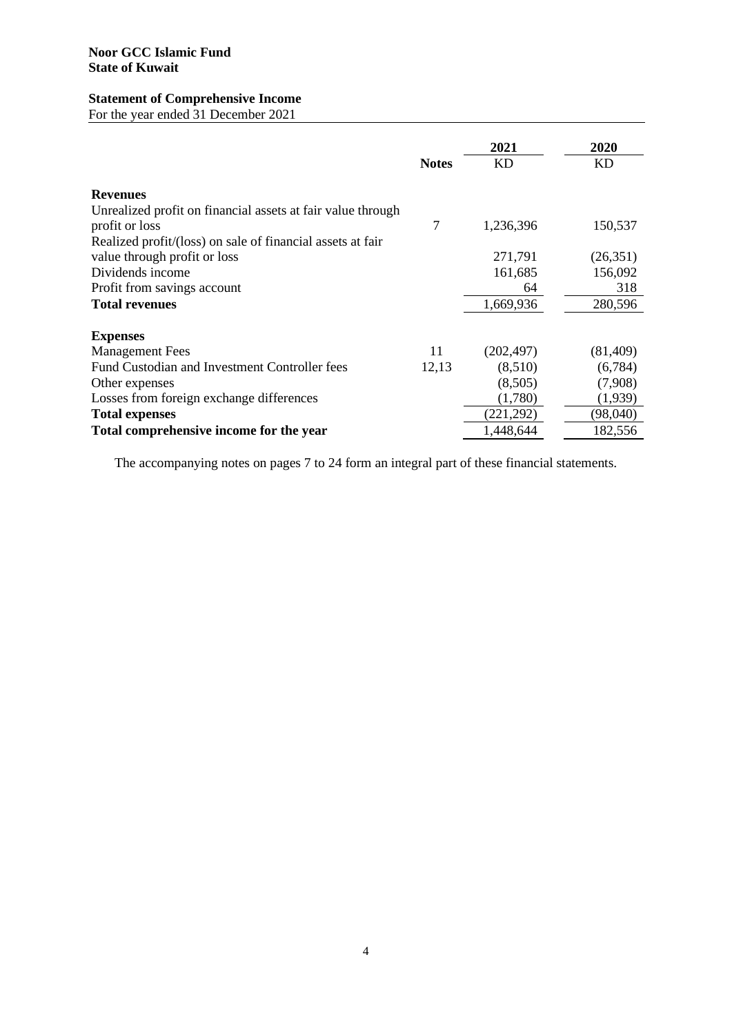**Noor GCC Islamic Fund**
**State of Kuwait**

## Statement of Comprehensive Income

For the year ended 31 December 2021

| | Notes | 2021 KD | 2020 KD |
|---|---|---|---|
| **Revenues** | | | |
| Unrealized profit on financial assets at fair value through profit or loss | 7 | 1,236,396 | 150,537 |
| Realized profit/(loss) on sale of financial assets at fair value through profit or loss | | 271,791 | (26,351) |
| Dividends income | | 161,685 | 156,092 |
| Profit from savings account | | 64 | 318 |
| **Total revenues** | | 1,669,936 | 280,596 |
| **Expenses** | | | |
| Management Fees | 11 | (202,497) | (81,409) |
| Fund Custodian and Investment Controller fees | 12,13 | (8,510) | (6,784) |
| Other expenses | | (8,505) | (7,908) |
| Losses from foreign exchange differences | | (1,780) | (1,939) |
| **Total expenses** | | (221,292) | (98,040) |
| **Total comprehensive income for the year** | | 1,448,644 | 182,556 |

The accompanying notes on pages 7 to 24 form an integral part of these financial statements.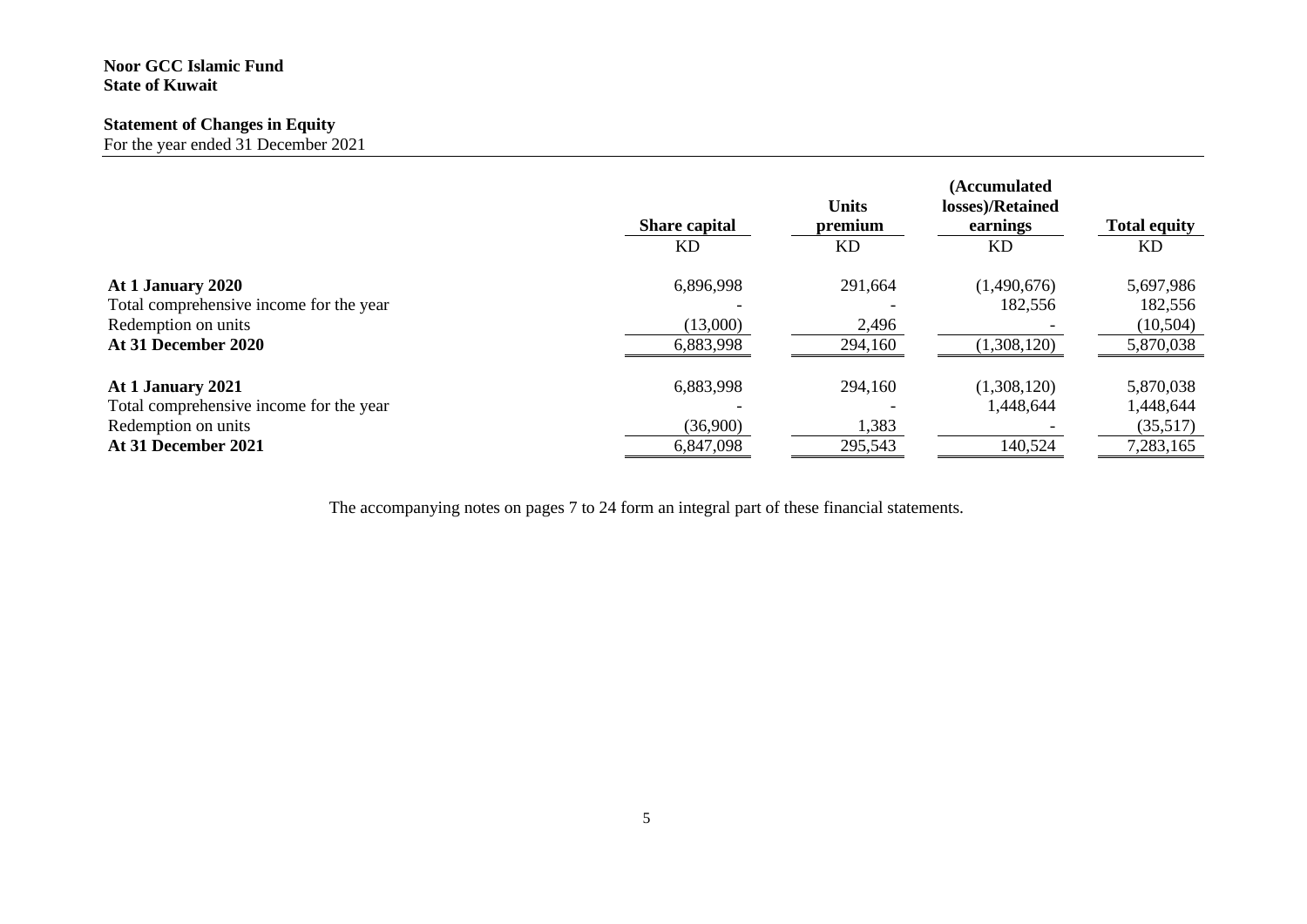**Noor GCC Islamic Fund**
**State of Kuwait**

## Statement of Changes in Equity

For the year ended 31 December 2021

| | Share capital | Units premium | (Accumulated losses)/Retained earnings | Total equity |
|---|---|---|---|---|
| | KD | KD | KD | KD |
| **At 1 January 2020** | 6,896,998 | 291,664 | (1,490,676) | 5,697,986 |
| Total comprehensive income for the year | - | - | 182,556 | 182,556 |
| Redemption on units | (13,000) | 2,496 | - | (10,504) |
| **At 31 December 2020** | 6,883,998 | 294,160 | (1,308,120) | 5,870,038 |
| | | | | |
| **At 1 January 2021** | 6,883,998 | 294,160 | (1,308,120) | 5,870,038 |
| Total comprehensive income for the year | - | - | 1,448,644 | 1,448,644 |
| Redemption on units | (36,900) | 1,383 | - | (35,517) |
| **At 31 December 2021** | 6,847,098 | 295,543 | 140,524 | 7,283,165 |

The accompanying notes on pages 7 to 24 form an integral part of these financial statements.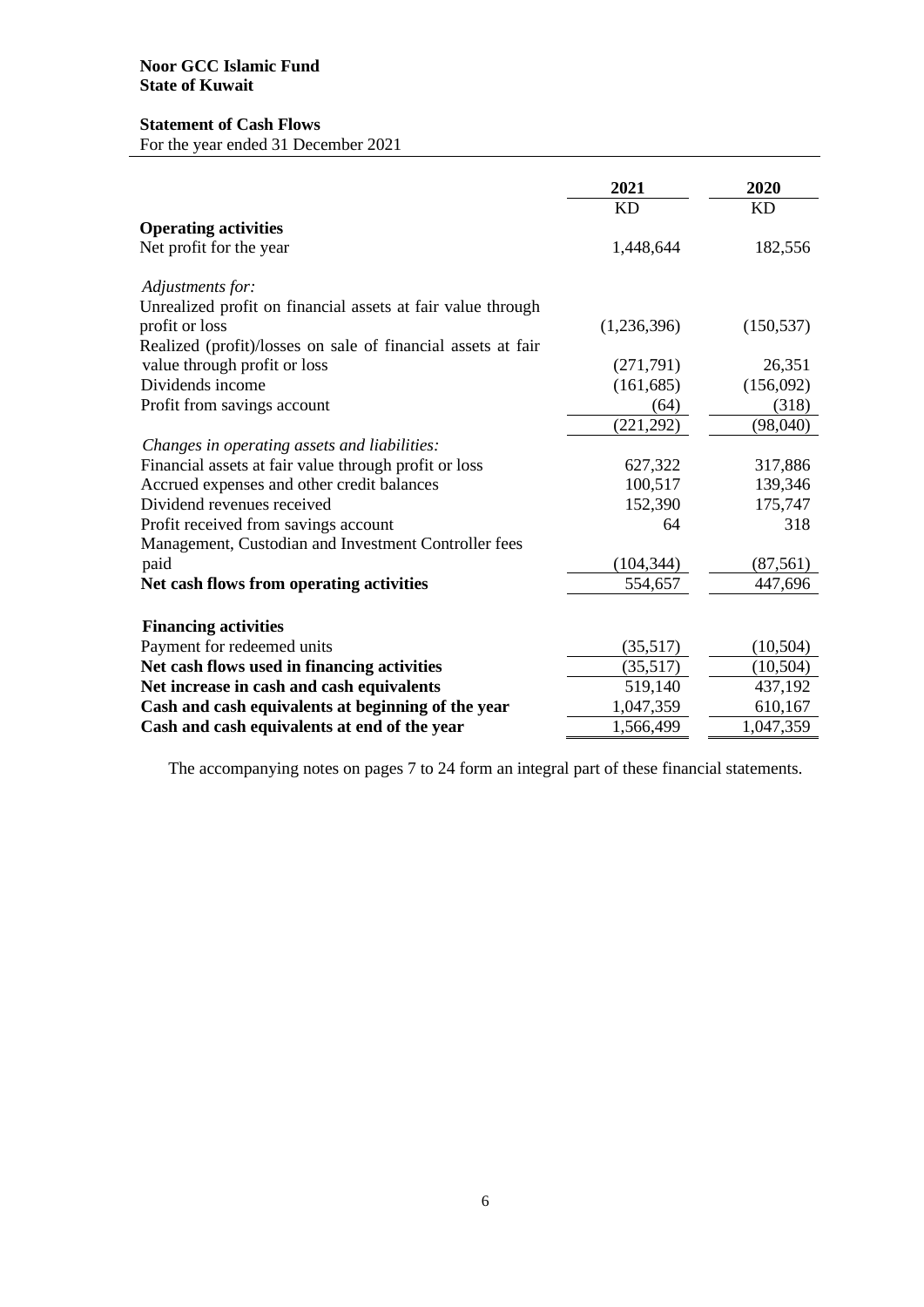**Noor GCC Islamic Fund**
**State of Kuwait**

**Statement of Cash Flows**
For the year ended 31 December 2021

| | 2021 | 2020 |
|---|---|---|
| | KD | KD |
| **Operating activities** | | |
| Net profit for the year | 1,448,644 | 182,556 |
| *Adjustments for:* | | |
| Unrealized profit on financial assets at fair value through profit or loss | (1,236,396) | (150,537) |
| Realized (profit)/losses on sale of financial assets at fair value through profit or loss | (271,791) | 26,351 |
| Dividends income | (161,685) | (156,092) |
| Profit from savings account | (64) | (318) |
| | (221,292) | (98,040) |
| *Changes in operating assets and liabilities:* | | |
| Financial assets at fair value through profit or loss | 627,322 | 317,886 |
| Accrued expenses and other credit balances | 100,517 | 139,346 |
| Dividend revenues received | 152,390 | 175,747 |
| Profit received from savings account | 64 | 318 |
| Management, Custodian and Investment Controller fees paid | (104,344) | (87,561) |
| **Net cash flows from operating activities** | 554,657 | 447,696 |
| **Financing activities** | | |
| Payment for redeemed units | (35,517) | (10,504) |
| **Net cash flows used in financing activities** | (35,517) | (10,504) |
| **Net increase in cash and cash equivalents** | 519,140 | 437,192 |
| **Cash and cash equivalents at beginning of the year** | 1,047,359 | 610,167 |
| **Cash and cash equivalents at end of the year** | 1,566,499 | 1,047,359 |

The accompanying notes on pages 7 to 24 form an integral part of these financial statements.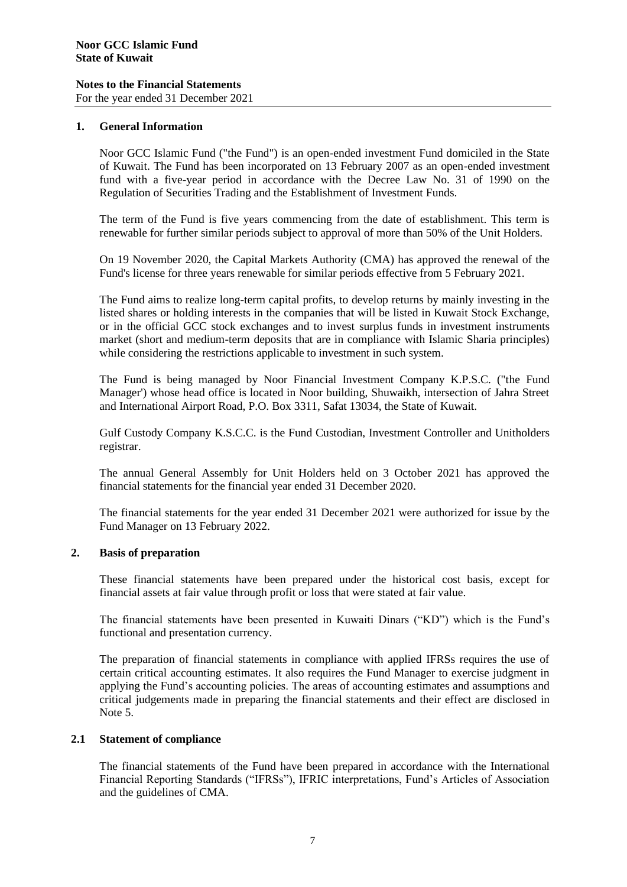**Noor GCC Islamic Fund**
**State of Kuwait**

**Notes to the Financial Statements**
For the year ended 31 December 2021

## 1. General Information

Noor GCC Islamic Fund ("the Fund") is an open-ended investment Fund domiciled in the State of Kuwait. The Fund has been incorporated on 13 February 2007 as an open-ended investment fund with a five-year period in accordance with the Decree Law No. 31 of 1990 on the Regulation of Securities Trading and the Establishment of Investment Funds.

The term of the Fund is five years commencing from the date of establishment. This term is renewable for further similar periods subject to approval of more than 50% of the Unit Holders.

On 19 November 2020, the Capital Markets Authority (CMA) has approved the renewal of the Fund's license for three years renewable for similar periods effective from 5 February 2021.

The Fund aims to realize long-term capital profits, to develop returns by mainly investing in the listed shares or holding interests in the companies that will be listed in Kuwait Stock Exchange, or in the official GCC stock exchanges and to invest surplus funds in investment instruments market (short and medium-term deposits that are in compliance with Islamic Sharia principles) while considering the restrictions applicable to investment in such system.

The Fund is being managed by Noor Financial Investment Company K.P.S.C. ("the Fund Manager') whose head office is located in Noor building, Shuwaikh, intersection of Jahra Street and International Airport Road, P.O. Box 3311, Safat 13034, the State of Kuwait.

Gulf Custody Company K.S.C.C. is the Fund Custodian, Investment Controller and Unitholders registrar.

The annual General Assembly for Unit Holders held on 3 October 2021 has approved the financial statements for the financial year ended 31 December 2020.

The financial statements for the year ended 31 December 2021 were authorized for issue by the Fund Manager on 13 February 2022.

## 2. Basis of preparation

These financial statements have been prepared under the historical cost basis, except for financial assets at fair value through profit or loss that were stated at fair value.

The financial statements have been presented in Kuwaiti Dinars ("KD") which is the Fund's functional and presentation currency.

The preparation of financial statements in compliance with applied IFRSs requires the use of certain critical accounting estimates. It also requires the Fund Manager to exercise judgment in applying the Fund's accounting policies. The areas of accounting estimates and assumptions and critical judgements made in preparing the financial statements and their effect are disclosed in Note 5.

### 2.1 Statement of compliance

The financial statements of the Fund have been prepared in accordance with the International Financial Reporting Standards ("IFRSs"), IFRIC interpretations, Fund's Articles of Association and the guidelines of CMA.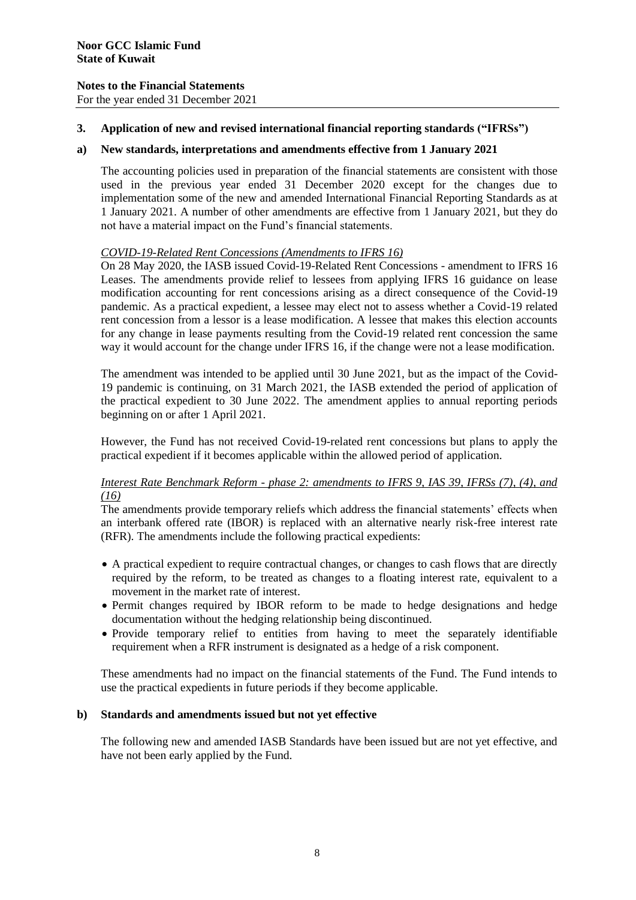**Noor GCC Islamic Fund**
**State of Kuwait**

**Notes to the Financial Statements**
For the year ended 31 December 2021

## 3. Application of new and revised international financial reporting standards ("IFRSs")

### a) New standards, interpretations and amendments effective from 1 January 2021

The accounting policies used in preparation of the financial statements are consistent with those used in the previous year ended 31 December 2020 except for the changes due to implementation some of the new and amended International Financial Reporting Standards as at 1 January 2021. A number of other amendments are effective from 1 January 2021, but they do not have a material impact on the Fund's financial statements.

*COVID-19-Related Rent Concessions (Amendments to IFRS 16)*

On 28 May 2020, the IASB issued Covid-19-Related Rent Concessions - amendment to IFRS 16 Leases. The amendments provide relief to lessees from applying IFRS 16 guidance on lease modification accounting for rent concessions arising as a direct consequence of the Covid-19 pandemic. As a practical expedient, a lessee may elect not to assess whether a Covid-19 related rent concession from a lessor is a lease modification. A lessee that makes this election accounts for any change in lease payments resulting from the Covid-19 related rent concession the same way it would account for the change under IFRS 16, if the change were not a lease modification.

The amendment was intended to be applied until 30 June 2021, but as the impact of the Covid-19 pandemic is continuing, on 31 March 2021, the IASB extended the period of application of the practical expedient to 30 June 2022. The amendment applies to annual reporting periods beginning on or after 1 April 2021.

However, the Fund has not received Covid-19-related rent concessions but plans to apply the practical expedient if it becomes applicable within the allowed period of application.

*Interest Rate Benchmark Reform - phase 2: amendments to IFRS 9, IAS 39, IFRSs (7), (4), and (16)*

The amendments provide temporary reliefs which address the financial statements' effects when an interbank offered rate (IBOR) is replaced with an alternative nearly risk-free interest rate (RFR). The amendments include the following practical expedients:

- A practical expedient to require contractual changes, or changes to cash flows that are directly required by the reform, to be treated as changes to a floating interest rate, equivalent to a movement in the market rate of interest.
- Permit changes required by IBOR reform to be made to hedge designations and hedge documentation without the hedging relationship being discontinued.
- Provide temporary relief to entities from having to meet the separately identifiable requirement when a RFR instrument is designated as a hedge of a risk component.

These amendments had no impact on the financial statements of the Fund. The Fund intends to use the practical expedients in future periods if they become applicable.

### b) Standards and amendments issued but not yet effective

The following new and amended IASB Standards have been issued but are not yet effective, and have not been early applied by the Fund.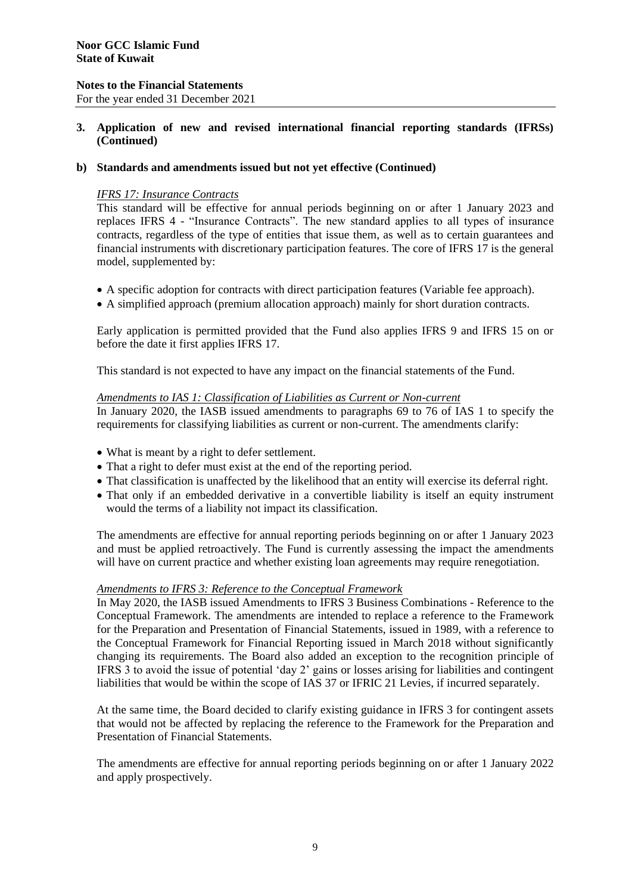**Noor GCC Islamic Fund**
**State of Kuwait**

**Notes to the Financial Statements**
For the year ended 31 December 2021

## 3. Application of new and revised international financial reporting standards (IFRSs) (Continued)

### b) Standards and amendments issued but not yet effective (Continued)

*IFRS 17: Insurance Contracts*

This standard will be effective for annual periods beginning on or after 1 January 2023 and replaces IFRS 4 - "Insurance Contracts". The new standard applies to all types of insurance contracts, regardless of the type of entities that issue them, as well as to certain guarantees and financial instruments with discretionary participation features. The core of IFRS 17 is the general model, supplemented by:

- A specific adoption for contracts with direct participation features (Variable fee approach).
- A simplified approach (premium allocation approach) mainly for short duration contracts.

Early application is permitted provided that the Fund also applies IFRS 9 and IFRS 15 on or before the date it first applies IFRS 17.

This standard is not expected to have any impact on the financial statements of the Fund.

*Amendments to IAS 1: Classification of Liabilities as Current or Non-current*

In January 2020, the IASB issued amendments to paragraphs 69 to 76 of IAS 1 to specify the requirements for classifying liabilities as current or non-current. The amendments clarify:

- What is meant by a right to defer settlement.
- That a right to defer must exist at the end of the reporting period.
- That classification is unaffected by the likelihood that an entity will exercise its deferral right.
- That only if an embedded derivative in a convertible liability is itself an equity instrument would the terms of a liability not impact its classification.

The amendments are effective for annual reporting periods beginning on or after 1 January 2023 and must be applied retroactively. The Fund is currently assessing the impact the amendments will have on current practice and whether existing loan agreements may require renegotiation.

*Amendments to IFRS 3: Reference to the Conceptual Framework*

In May 2020, the IASB issued Amendments to IFRS 3 Business Combinations - Reference to the Conceptual Framework. The amendments are intended to replace a reference to the Framework for the Preparation and Presentation of Financial Statements, issued in 1989, with a reference to the Conceptual Framework for Financial Reporting issued in March 2018 without significantly changing its requirements. The Board also added an exception to the recognition principle of IFRS 3 to avoid the issue of potential 'day 2' gains or losses arising for liabilities and contingent liabilities that would be within the scope of IAS 37 or IFRIC 21 Levies, if incurred separately.

At the same time, the Board decided to clarify existing guidance in IFRS 3 for contingent assets that would not be affected by replacing the reference to the Framework for the Preparation and Presentation of Financial Statements.

The amendments are effective for annual reporting periods beginning on or after 1 January 2022 and apply prospectively.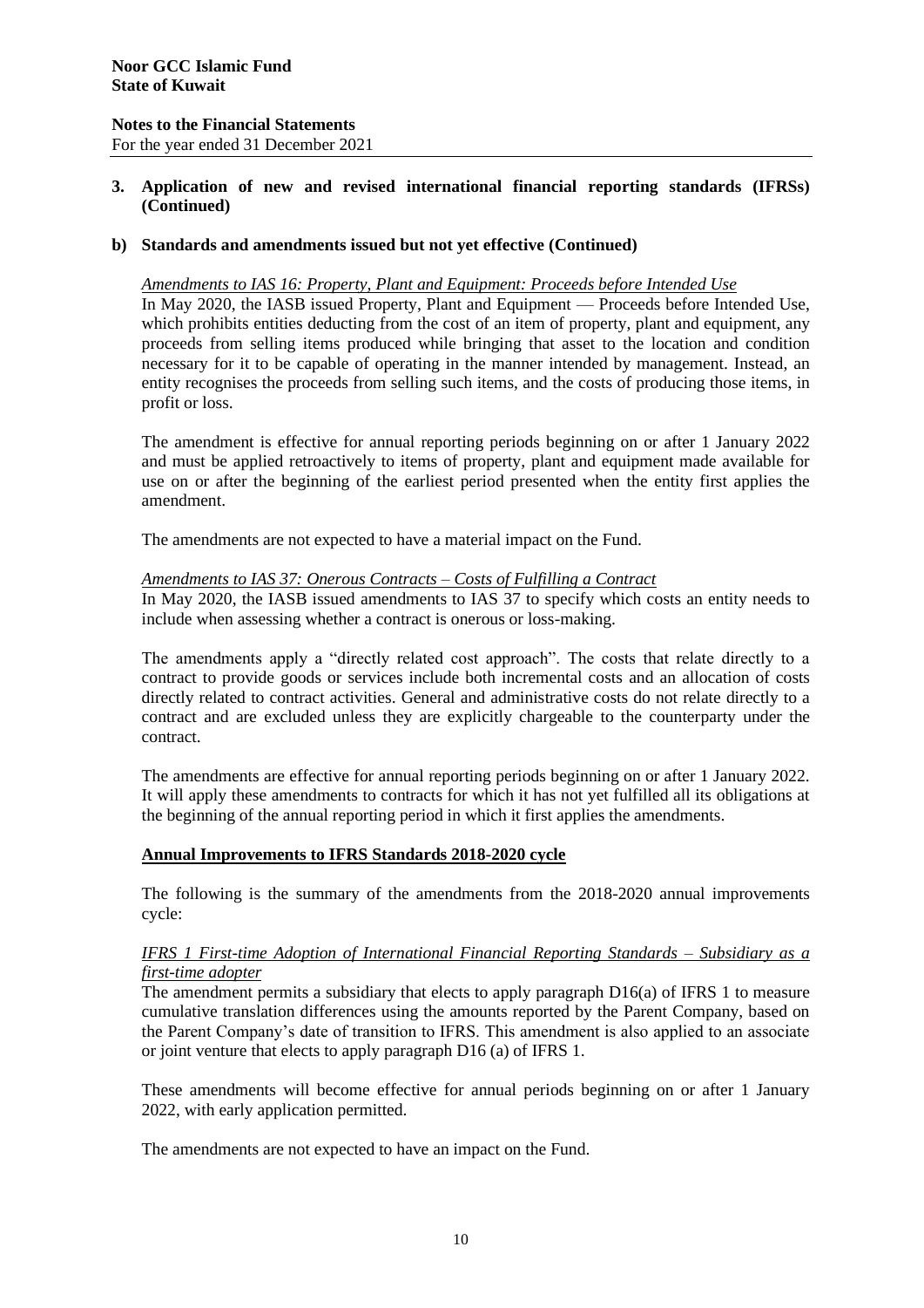## 3. Application of new and revised international financial reporting standards (IFRSs) (Continued)

### b) Standards and amendments issued but not yet effective (Continued)

*Amendments to IAS 16: Property, Plant and Equipment: Proceeds before Intended Use*

In May 2020, the IASB issued Property, Plant and Equipment — Proceeds before Intended Use, which prohibits entities deducting from the cost of an item of property, plant and equipment, any proceeds from selling items produced while bringing that asset to the location and condition necessary for it to be capable of operating in the manner intended by management. Instead, an entity recognises the proceeds from selling such items, and the costs of producing those items, in profit or loss.

The amendment is effective for annual reporting periods beginning on or after 1 January 2022 and must be applied retroactively to items of property, plant and equipment made available for use on or after the beginning of the earliest period presented when the entity first applies the amendment.

The amendments are not expected to have a material impact on the Fund.

*Amendments to IAS 37: Onerous Contracts – Costs of Fulfilling a Contract*

In May 2020, the IASB issued amendments to IAS 37 to specify which costs an entity needs to include when assessing whether a contract is onerous or loss-making.

The amendments apply a "directly related cost approach". The costs that relate directly to a contract to provide goods or services include both incremental costs and an allocation of costs directly related to contract activities. General and administrative costs do not relate directly to a contract and are excluded unless they are explicitly chargeable to the counterparty under the contract.

The amendments are effective for annual reporting periods beginning on or after 1 January 2022. It will apply these amendments to contracts for which it has not yet fulfilled all its obligations at the beginning of the annual reporting period in which it first applies the amendments.

**Annual Improvements to IFRS Standards 2018-2020 cycle**

The following is the summary of the amendments from the 2018-2020 annual improvements cycle:

*IFRS 1 First-time Adoption of International Financial Reporting Standards – Subsidiary as a first-time adopter*

The amendment permits a subsidiary that elects to apply paragraph D16(a) of IFRS 1 to measure cumulative translation differences using the amounts reported by the Parent Company, based on the Parent Company's date of transition to IFRS. This amendment is also applied to an associate or joint venture that elects to apply paragraph D16 (a) of IFRS 1.

These amendments will become effective for annual periods beginning on or after 1 January 2022, with early application permitted.

The amendments are not expected to have an impact on the Fund.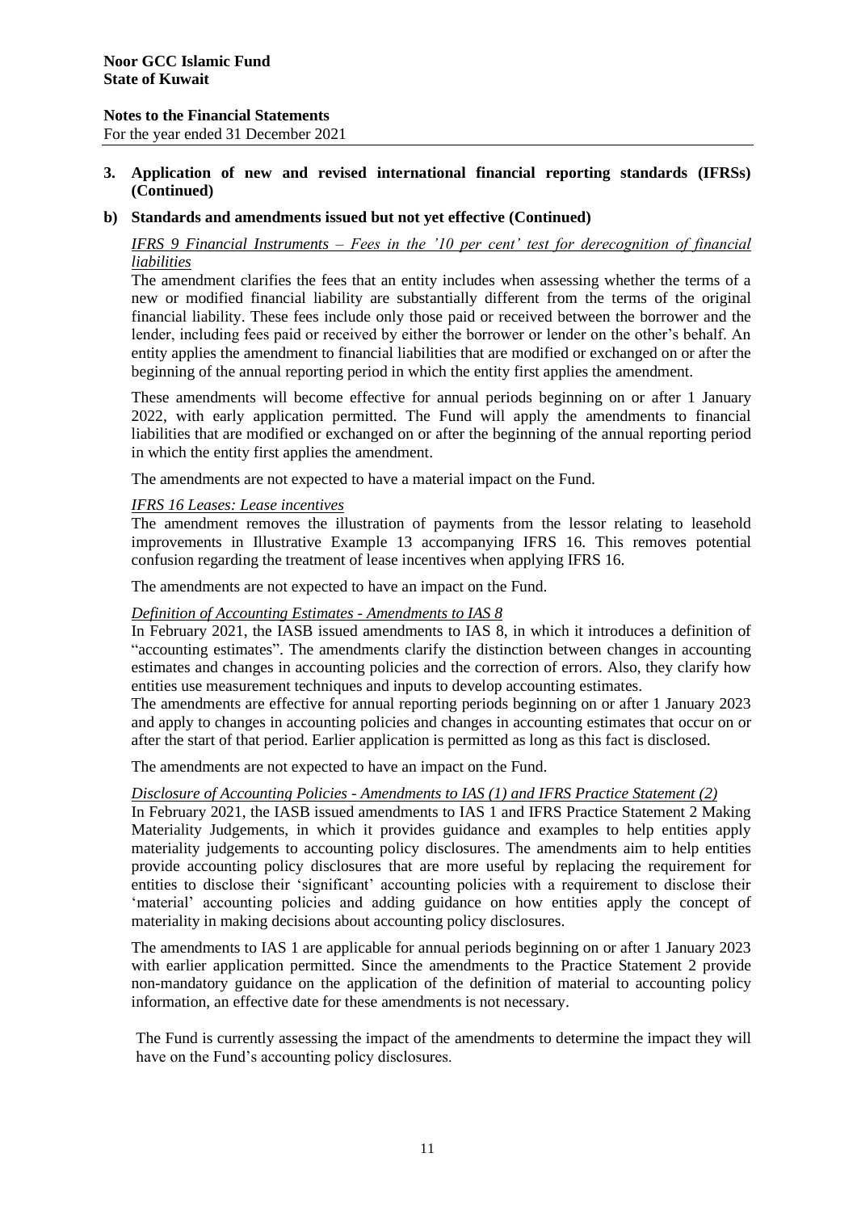**Noor GCC Islamic Fund**
**State of Kuwait**

**Notes to the Financial Statements**
For the year ended 31 December 2021

## 3. Application of new and revised international financial reporting standards (IFRSs) (Continued)

### b) Standards and amendments issued but not yet effective (Continued)

*IFRS 9 Financial Instruments – Fees in the '10 per cent' test for derecognition of financial liabilities*

The amendment clarifies the fees that an entity includes when assessing whether the terms of a new or modified financial liability are substantially different from the terms of the original financial liability. These fees include only those paid or received between the borrower and the lender, including fees paid or received by either the borrower or lender on the other's behalf. An entity applies the amendment to financial liabilities that are modified or exchanged on or after the beginning of the annual reporting period in which the entity first applies the amendment.

These amendments will become effective for annual periods beginning on or after 1 January 2022, with early application permitted. The Fund will apply the amendments to financial liabilities that are modified or exchanged on or after the beginning of the annual reporting period in which the entity first applies the amendment.

The amendments are not expected to have a material impact on the Fund.

*IFRS 16 Leases: Lease incentives*

The amendment removes the illustration of payments from the lessor relating to leasehold improvements in Illustrative Example 13 accompanying IFRS 16. This removes potential confusion regarding the treatment of lease incentives when applying IFRS 16.

The amendments are not expected to have an impact on the Fund.

*Definition of Accounting Estimates - Amendments to IAS 8*

In February 2021, the IASB issued amendments to IAS 8, in which it introduces a definition of "accounting estimates". The amendments clarify the distinction between changes in accounting estimates and changes in accounting policies and the correction of errors. Also, they clarify how entities use measurement techniques and inputs to develop accounting estimates.
The amendments are effective for annual reporting periods beginning on or after 1 January 2023 and apply to changes in accounting policies and changes in accounting estimates that occur on or after the start of that period. Earlier application is permitted as long as this fact is disclosed.

The amendments are not expected to have an impact on the Fund.

*Disclosure of Accounting Policies - Amendments to IAS (1) and IFRS Practice Statement (2)*

In February 2021, the IASB issued amendments to IAS 1 and IFRS Practice Statement 2 Making Materiality Judgements, in which it provides guidance and examples to help entities apply materiality judgements to accounting policy disclosures. The amendments aim to help entities provide accounting policy disclosures that are more useful by replacing the requirement for entities to disclose their 'significant' accounting policies with a requirement to disclose their 'material' accounting policies and adding guidance on how entities apply the concept of materiality in making decisions about accounting policy disclosures.

The amendments to IAS 1 are applicable for annual periods beginning on or after 1 January 2023 with earlier application permitted. Since the amendments to the Practice Statement 2 provide non-mandatory guidance on the application of the definition of material to accounting policy information, an effective date for these amendments is not necessary.

The Fund is currently assessing the impact of the amendments to determine the impact they will have on the Fund's accounting policy disclosures.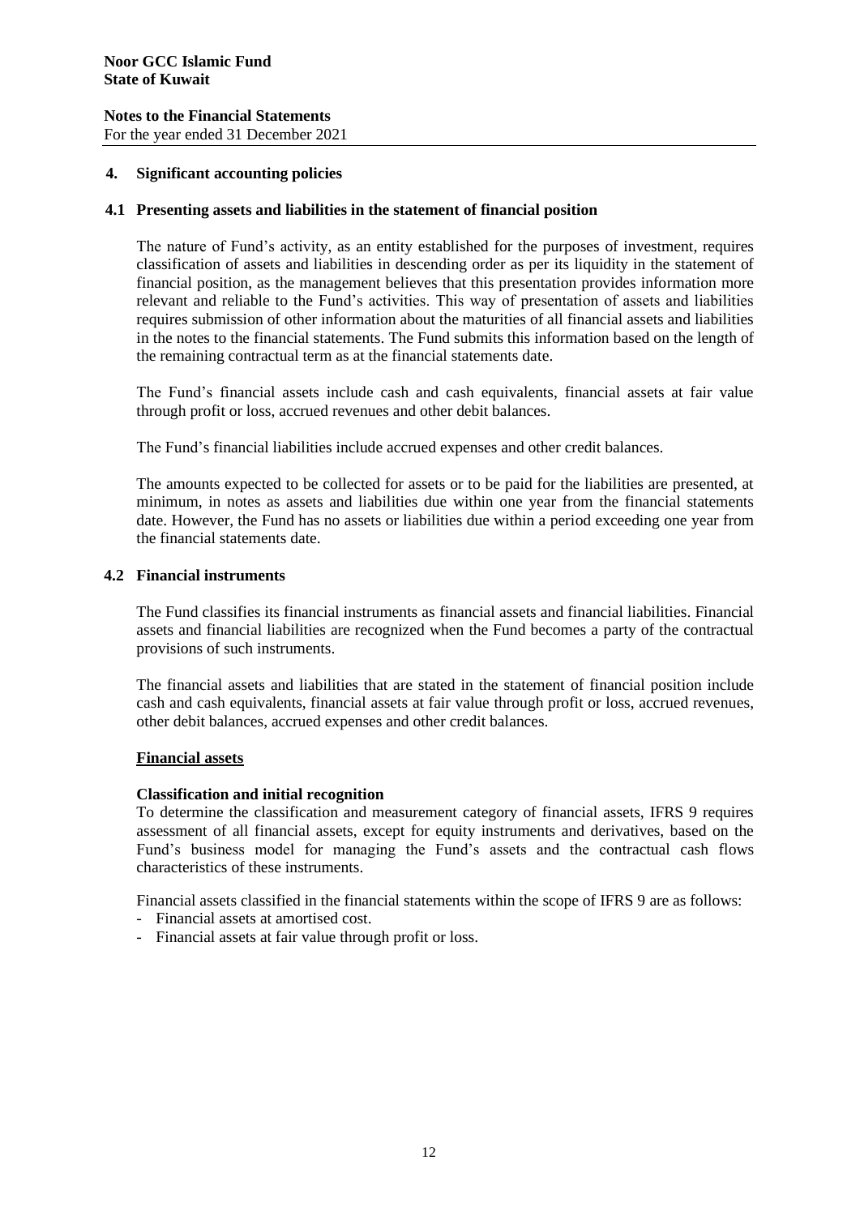## 4. Significant accounting policies

### 4.1 Presenting assets and liabilities in the statement of financial position

The nature of Fund's activity, as an entity established for the purposes of investment, requires classification of assets and liabilities in descending order as per its liquidity in the statement of financial position, as the management believes that this presentation provides information more relevant and reliable to the Fund's activities. This way of presentation of assets and liabilities requires submission of other information about the maturities of all financial assets and liabilities in the notes to the financial statements. The Fund submits this information based on the length of the remaining contractual term as at the financial statements date.

The Fund's financial assets include cash and cash equivalents, financial assets at fair value through profit or loss, accrued revenues and other debit balances.

The Fund's financial liabilities include accrued expenses and other credit balances.

The amounts expected to be collected for assets or to be paid for the liabilities are presented, at minimum, in notes as assets and liabilities due within one year from the financial statements date. However, the Fund has no assets or liabilities due within a period exceeding one year from the financial statements date.

### 4.2 Financial instruments

The Fund classifies its financial instruments as financial assets and financial liabilities. Financial assets and financial liabilities are recognized when the Fund becomes a party of the contractual provisions of such instruments.

The financial assets and liabilities that are stated in the statement of financial position include cash and cash equivalents, financial assets at fair value through profit or loss, accrued revenues, other debit balances, accrued expenses and other credit balances.

**Financial assets**

**Classification and initial recognition**

To determine the classification and measurement category of financial assets, IFRS 9 requires assessment of all financial assets, except for equity instruments and derivatives, based on the Fund's business model for managing the Fund's assets and the contractual cash flows characteristics of these instruments.

Financial assets classified in the financial statements within the scope of IFRS 9 are as follows:

- Financial assets at amortised cost.
- Financial assets at fair value through profit or loss.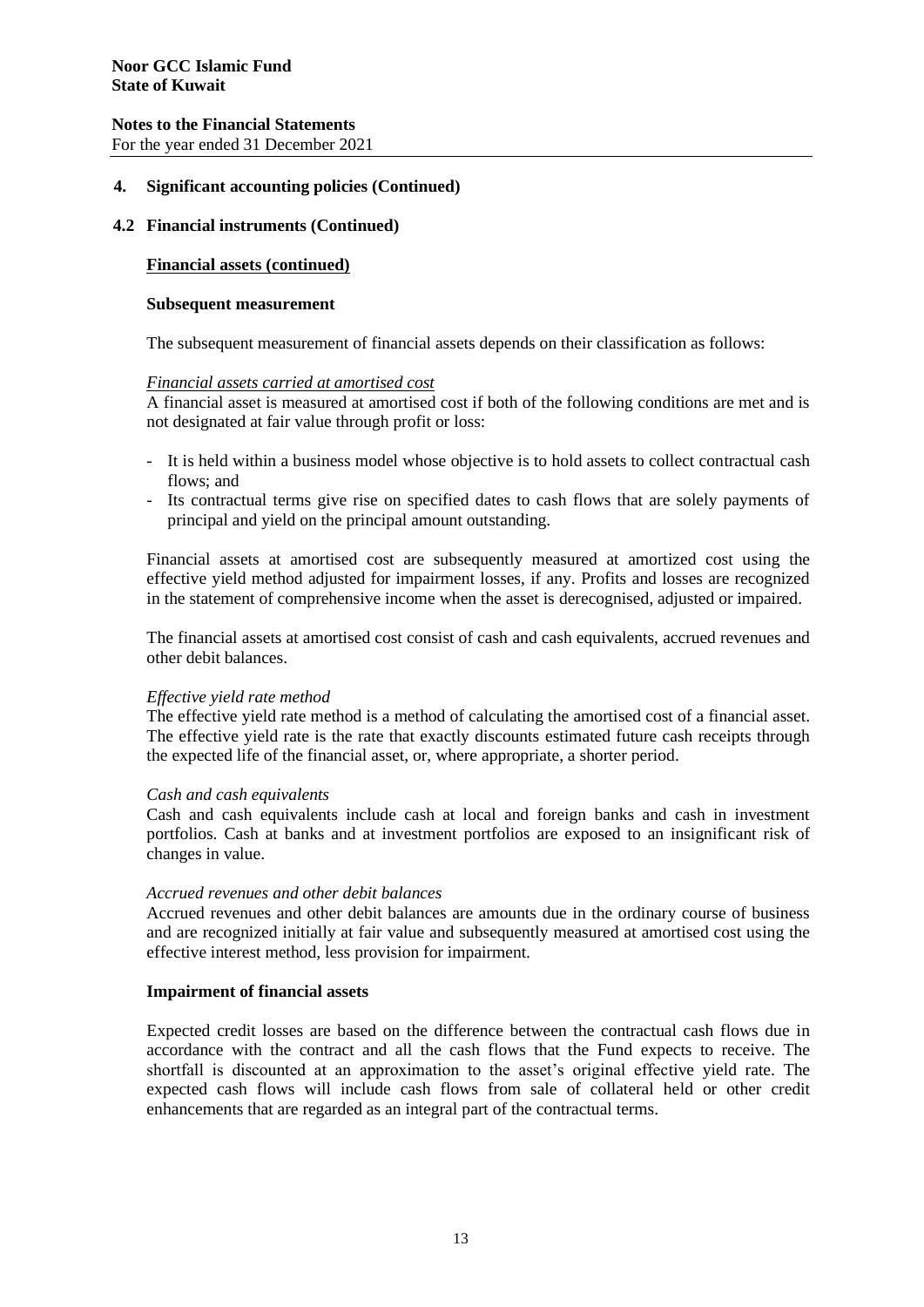## 4. Significant accounting policies (Continued)

### 4.2 Financial instruments (Continued)

**Financial assets (continued)**

**Subsequent measurement**

The subsequent measurement of financial assets depends on their classification as follows:

*Financial assets carried at amortised cost*

A financial asset is measured at amortised cost if both of the following conditions are met and is not designated at fair value through profit or loss:

- It is held within a business model whose objective is to hold assets to collect contractual cash flows; and
- Its contractual terms give rise on specified dates to cash flows that are solely payments of principal and yield on the principal amount outstanding.

Financial assets at amortised cost are subsequently measured at amortized cost using the effective yield method adjusted for impairment losses, if any. Profits and losses are recognized in the statement of comprehensive income when the asset is derecognised, adjusted or impaired.

The financial assets at amortised cost consist of cash and cash equivalents, accrued revenues and other debit balances.

*Effective yield rate method*

The effective yield rate method is a method of calculating the amortised cost of a financial asset. The effective yield rate is the rate that exactly discounts estimated future cash receipts through the expected life of the financial asset, or, where appropriate, a shorter period.

*Cash and cash equivalents*

Cash and cash equivalents include cash at local and foreign banks and cash in investment portfolios. Cash at banks and at investment portfolios are exposed to an insignificant risk of changes in value.

*Accrued revenues and other debit balances*

Accrued revenues and other debit balances are amounts due in the ordinary course of business and are recognized initially at fair value and subsequently measured at amortised cost using the effective interest method, less provision for impairment.

**Impairment of financial assets**

Expected credit losses are based on the difference between the contractual cash flows due in accordance with the contract and all the cash flows that the Fund expects to receive. The shortfall is discounted at an approximation to the asset's original effective yield rate. The expected cash flows will include cash flows from sale of collateral held or other credit enhancements that are regarded as an integral part of the contractual terms.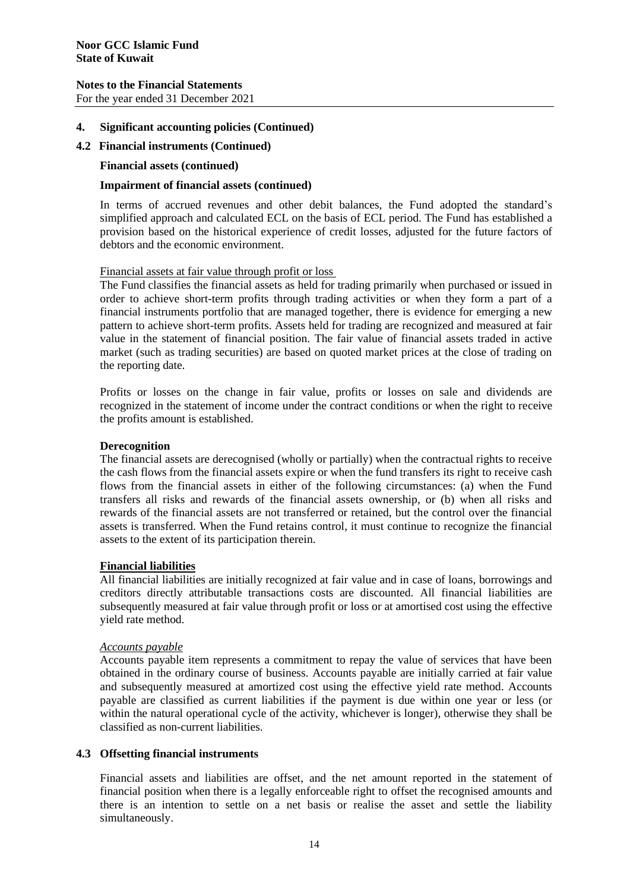## 4. Significant accounting policies (Continued)

### 4.2 Financial instruments (Continued)

**Financial assets (continued)**

**Impairment of financial assets (continued)**

In terms of accrued revenues and other debit balances, the Fund adopted the standard's simplified approach and calculated ECL on the basis of ECL period. The Fund has established a provision based on the historical experience of credit losses, adjusted for the future factors of debtors and the economic environment.

Financial assets at fair value through profit or loss

The Fund classifies the financial assets as held for trading primarily when purchased or issued in order to achieve short-term profits through trading activities or when they form a part of a financial instruments portfolio that are managed together, there is evidence for emerging a new pattern to achieve short-term profits. Assets held for trading are recognized and measured at fair value in the statement of financial position. The fair value of financial assets traded in active market (such as trading securities) are based on quoted market prices at the close of trading on the reporting date.

Profits or losses on the change in fair value, profits or losses on sale and dividends are recognized in the statement of income under the contract conditions or when the right to receive the profits amount is established.

**Derecognition**

The financial assets are derecognised (wholly or partially) when the contractual rights to receive the cash flows from the financial assets expire or when the fund transfers its right to receive cash flows from the financial assets in either of the following circumstances: (a) when the Fund transfers all risks and rewards of the financial assets ownership, or (b) when all risks and rewards of the financial assets are not transferred or retained, but the control over the financial assets is transferred. When the Fund retains control, it must continue to recognize the financial assets to the extent of its participation therein.

**Financial liabilities**

All financial liabilities are initially recognized at fair value and in case of loans, borrowings and creditors directly attributable transactions costs are discounted. All financial liabilities are subsequently measured at fair value through profit or loss or at amortised cost using the effective yield rate method.

*Accounts payable*

Accounts payable item represents a commitment to repay the value of services that have been obtained in the ordinary course of business. Accounts payable are initially carried at fair value and subsequently measured at amortized cost using the effective yield rate method. Accounts payable are classified as current liabilities if the payment is due within one year or less (or within the natural operational cycle of the activity, whichever is longer), otherwise they shall be classified as non-current liabilities.

### 4.3 Offsetting financial instruments

Financial assets and liabilities are offset, and the net amount reported in the statement of financial position when there is a legally enforceable right to offset the recognised amounts and there is an intention to settle on a net basis or realise the asset and settle the liability simultaneously.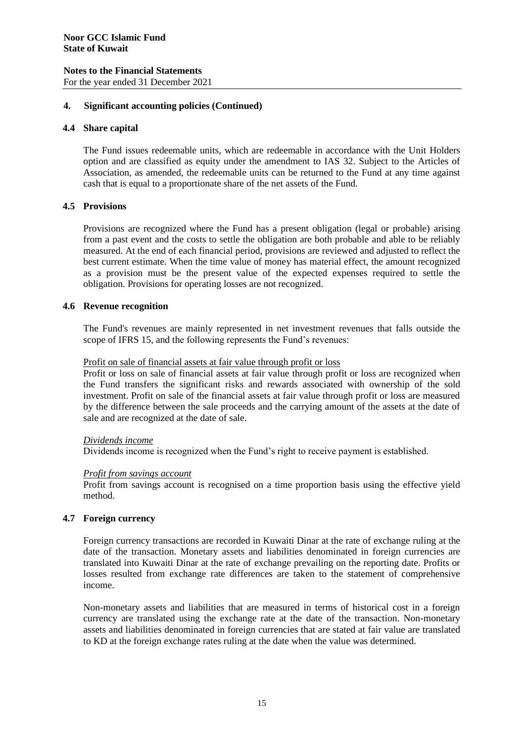## 4. Significant accounting policies (Continued)

### 4.4 Share capital

The Fund issues redeemable units, which are redeemable in accordance with the Unit Holders option and are classified as equity under the amendment to IAS 32. Subject to the Articles of Association, as amended, the redeemable units can be returned to the Fund at any time against cash that is equal to a proportionate share of the net assets of the Fund.

### 4.5 Provisions

Provisions are recognized where the Fund has a present obligation (legal or probable) arising from a past event and the costs to settle the obligation are both probable and able to be reliably measured. At the end of each financial period, provisions are reviewed and adjusted to reflect the best current estimate. When the time value of money has material effect, the amount recognized as a provision must be the present value of the expected expenses required to settle the obligation. Provisions for operating losses are not recognized.

### 4.6 Revenue recognition

The Fund's revenues are mainly represented in net investment revenues that falls outside the scope of IFRS 15, and the following represents the Fund's revenues:

Profit on sale of financial assets at fair value through profit or loss

Profit or loss on sale of financial assets at fair value through profit or loss are recognized when the Fund transfers the significant risks and rewards associated with ownership of the sold investment. Profit on sale of the financial assets at fair value through profit or loss are measured by the difference between the sale proceeds and the carrying amount of the assets at the date of sale and are recognized at the date of sale.

*Dividends income*

Dividends income is recognized when the Fund's right to receive payment is established.

*Profit from savings account*

Profit from savings account is recognised on a time proportion basis using the effective yield method.

### 4.7 Foreign currency

Foreign currency transactions are recorded in Kuwaiti Dinar at the rate of exchange ruling at the date of the transaction. Monetary assets and liabilities denominated in foreign currencies are translated into Kuwaiti Dinar at the rate of exchange prevailing on the reporting date. Profits or losses resulted from exchange rate differences are taken to the statement of comprehensive income.

Non-monetary assets and liabilities that are measured in terms of historical cost in a foreign currency are translated using the exchange rate at the date of the transaction. Non-monetary assets and liabilities denominated in foreign currencies that are stated at fair value are translated to KD at the foreign exchange rates ruling at the date when the value was determined.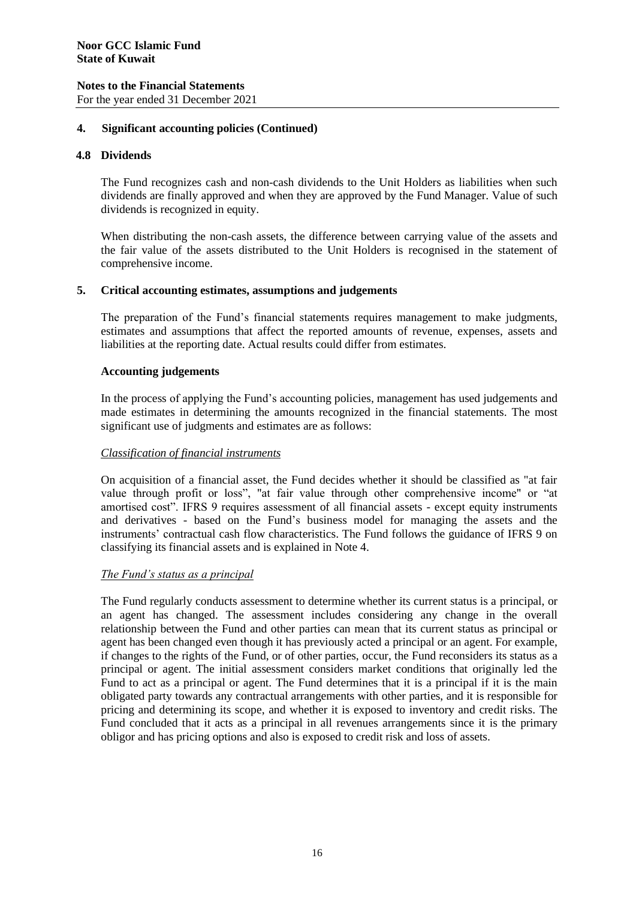## 4. Significant accounting policies (Continued)

### 4.8 Dividends

The Fund recognizes cash and non-cash dividends to the Unit Holders as liabilities when such dividends are finally approved and when they are approved by the Fund Manager. Value of such dividends is recognized in equity.

When distributing the non-cash assets, the difference between carrying value of the assets and the fair value of the assets distributed to the Unit Holders is recognised in the statement of comprehensive income.

## 5. Critical accounting estimates, assumptions and judgements

The preparation of the Fund's financial statements requires management to make judgments, estimates and assumptions that affect the reported amounts of revenue, expenses, assets and liabilities at the reporting date. Actual results could differ from estimates.

**Accounting judgements**

In the process of applying the Fund's accounting policies, management has used judgements and made estimates in determining the amounts recognized in the financial statements. The most significant use of judgments and estimates are as follows:

*Classification of financial instruments*

On acquisition of a financial asset, the Fund decides whether it should be classified as "at fair value through profit or loss", "at fair value through other comprehensive income" or "at amortised cost". IFRS 9 requires assessment of all financial assets - except equity instruments and derivatives - based on the Fund's business model for managing the assets and the instruments' contractual cash flow characteristics. The Fund follows the guidance of IFRS 9 on classifying its financial assets and is explained in Note 4.

*The Fund's status as a principal*

The Fund regularly conducts assessment to determine whether its current status is a principal, or an agent has changed. The assessment includes considering any change in the overall relationship between the Fund and other parties can mean that its current status as principal or agent has been changed even though it has previously acted a principal or an agent. For example, if changes to the rights of the Fund, or of other parties, occur, the Fund reconsiders its status as a principal or agent. The initial assessment considers market conditions that originally led the Fund to act as a principal or agent. The Fund determines that it is a principal if it is the main obligated party towards any contractual arrangements with other parties, and it is responsible for pricing and determining its scope, and whether it is exposed to inventory and credit risks. The Fund concluded that it acts as a principal in all revenues arrangements since it is the primary obligor and has pricing options and also is exposed to credit risk and loss of assets.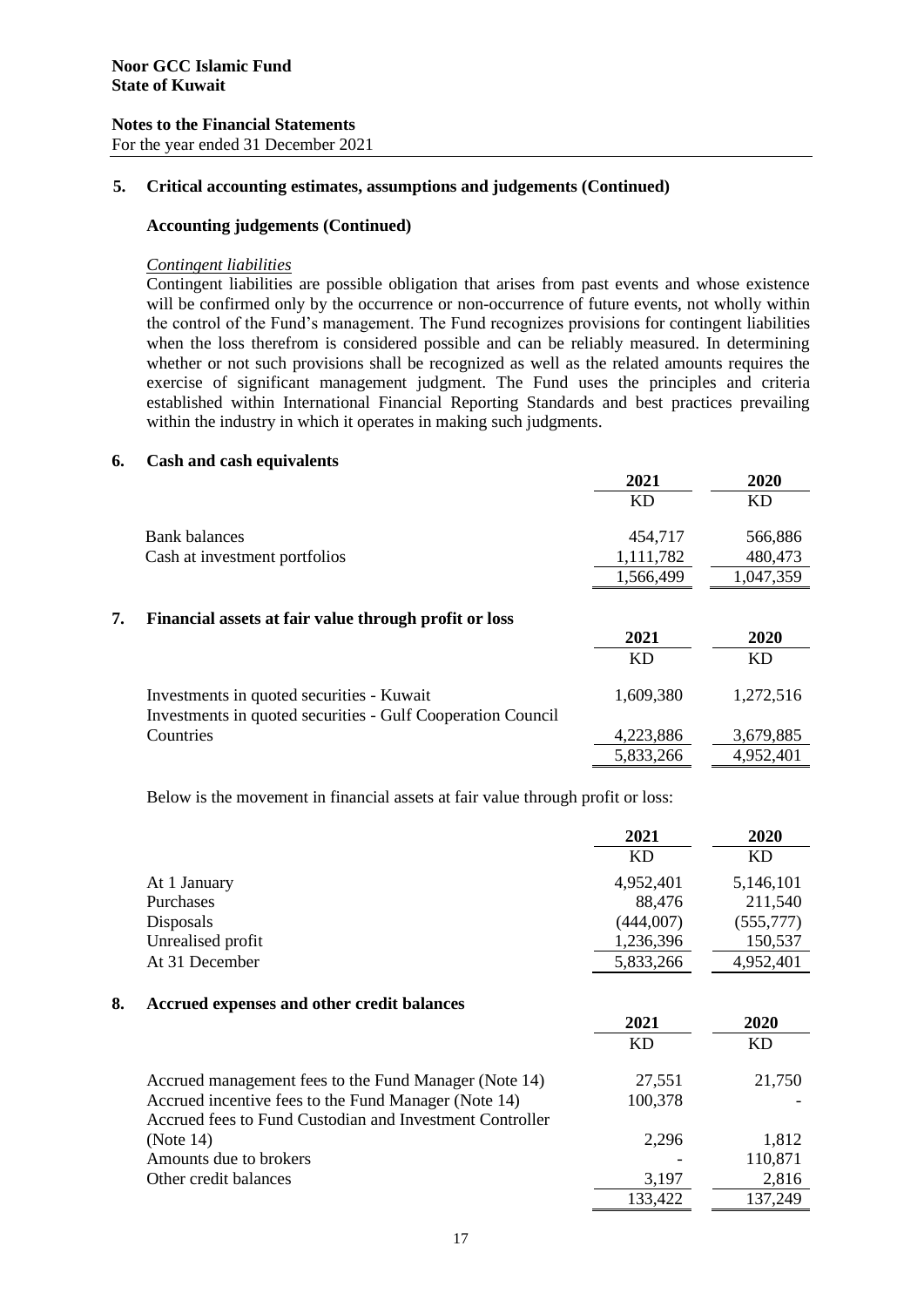**Noor GCC Islamic Fund**
**State of Kuwait**

**Notes to the Financial Statements**
For the year ended 31 December 2021

## 5. Critical accounting estimates, assumptions and judgements (Continued)

### Accounting judgements (Continued)

*Contingent liabilities*

Contingent liabilities are possible obligation that arises from past events and whose existence will be confirmed only by the occurrence or non-occurrence of future events, not wholly within the control of the Fund's management. The Fund recognizes provisions for contingent liabilities when the loss therefrom is considered possible and can be reliably measured. In determining whether or not such provisions shall be recognized as well as the related amounts requires the exercise of significant management judgment. The Fund uses the principles and criteria established within International Financial Reporting Standards and best practices prevailing within the industry in which it operates in making such judgments.

## 6. Cash and cash equivalents

| | 2021 | 2020 |
|---|---|---|
| | KD | KD |
| Bank balances | 454,717 | 566,886 |
| Cash at investment portfolios | 1,111,782 | 480,473 |
| | 1,566,499 | 1,047,359 |

## 7. Financial assets at fair value through profit or loss

| | 2021 | 2020 |
|---|---|---|
| | KD | KD |
| Investments in quoted securities - Kuwait | 1,609,380 | 1,272,516 |
| Investments in quoted securities - Gulf Cooperation Council Countries | 4,223,886 | 3,679,885 |
| | 5,833,266 | 4,952,401 |

Below is the movement in financial assets at fair value through profit or loss:

| | 2021 | 2020 |
|---|---|---|
| | KD | KD |
| At 1 January | 4,952,401 | 5,146,101 |
| Purchases | 88,476 | 211,540 |
| Disposals | (444,007) | (555,777) |
| Unrealised profit | 1,236,396 | 150,537 |
| At 31 December | 5,833,266 | 4,952,401 |

## 8. Accrued expenses and other credit balances

| | 2021 | 2020 |
|---|---|---|
| | KD | KD |
| Accrued management fees to the Fund Manager (Note 14) | 27,551 | 21,750 |
| Accrued incentive fees to the Fund Manager (Note 14) | 100,378 | - |
| Accrued fees to Fund Custodian and Investment Controller (Note 14) | 2,296 | 1,812 |
| Amounts due to brokers | - | 110,871 |
| Other credit balances | 3,197 | 2,816 |
| | 133,422 | 137,249 |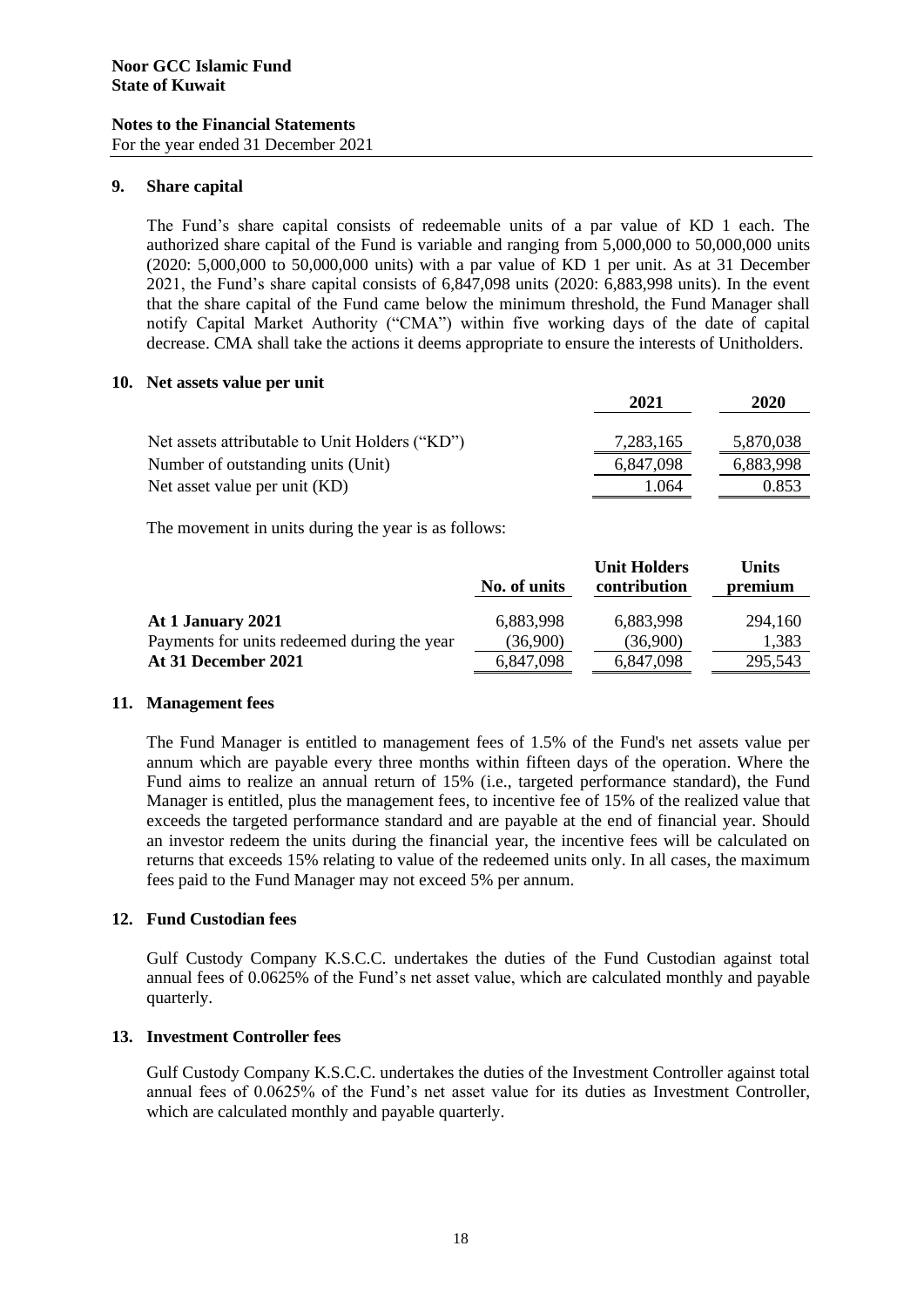**Noor GCC Islamic Fund**
**State of Kuwait**

**Notes to the Financial Statements**
For the year ended 31 December 2021

## 9. Share capital

The Fund's share capital consists of redeemable units of a par value of KD 1 each. The authorized share capital of the Fund is variable and ranging from 5,000,000 to 50,000,000 units (2020: 5,000,000 to 50,000,000 units) with a par value of KD 1 per unit. As at 31 December 2021, the Fund's share capital consists of 6,847,098 units (2020: 6,883,998 units). In the event that the share capital of the Fund came below the minimum threshold, the Fund Manager shall notify Capital Market Authority ("CMA") within five working days of the date of capital decrease. CMA shall take the actions it deems appropriate to ensure the interests of Unitholders.

## 10. Net assets value per unit

| | 2021 | 2020 |
|---|---|---|
| Net assets attributable to Unit Holders ("KD") | 7,283,165 | 5,870,038 |
| Number of outstanding units (Unit) | 6,847,098 | 6,883,998 |
| Net asset value per unit (KD) | 1.064 | 0.853 |

The movement in units during the year is as follows:

| | No. of units | Unit Holders contribution | Units premium |
|---|---|---|---|
| **At 1 January 2021** | 6,883,998 | 6,883,998 | 294,160 |
| Payments for units redeemed during the year | (36,900) | (36,900) | 1,383 |
| **At 31 December 2021** | 6,847,098 | 6,847,098 | 295,543 |

## 11. Management fees

The Fund Manager is entitled to management fees of 1.5% of the Fund's net assets value per annum which are payable every three months within fifteen days of the operation. Where the Fund aims to realize an annual return of 15% (i.e., targeted performance standard), the Fund Manager is entitled, plus the management fees, to incentive fee of 15% of the realized value that exceeds the targeted performance standard and are payable at the end of financial year. Should an investor redeem the units during the financial year, the incentive fees will be calculated on returns that exceeds 15% relating to value of the redeemed units only. In all cases, the maximum fees paid to the Fund Manager may not exceed 5% per annum.

## 12. Fund Custodian fees

Gulf Custody Company K.S.C.C. undertakes the duties of the Fund Custodian against total annual fees of 0.0625% of the Fund's net asset value, which are calculated monthly and payable quarterly.

## 13. Investment Controller fees

Gulf Custody Company K.S.C.C. undertakes the duties of the Investment Controller against total annual fees of 0.0625% of the Fund's net asset value for its duties as Investment Controller, which are calculated monthly and payable quarterly.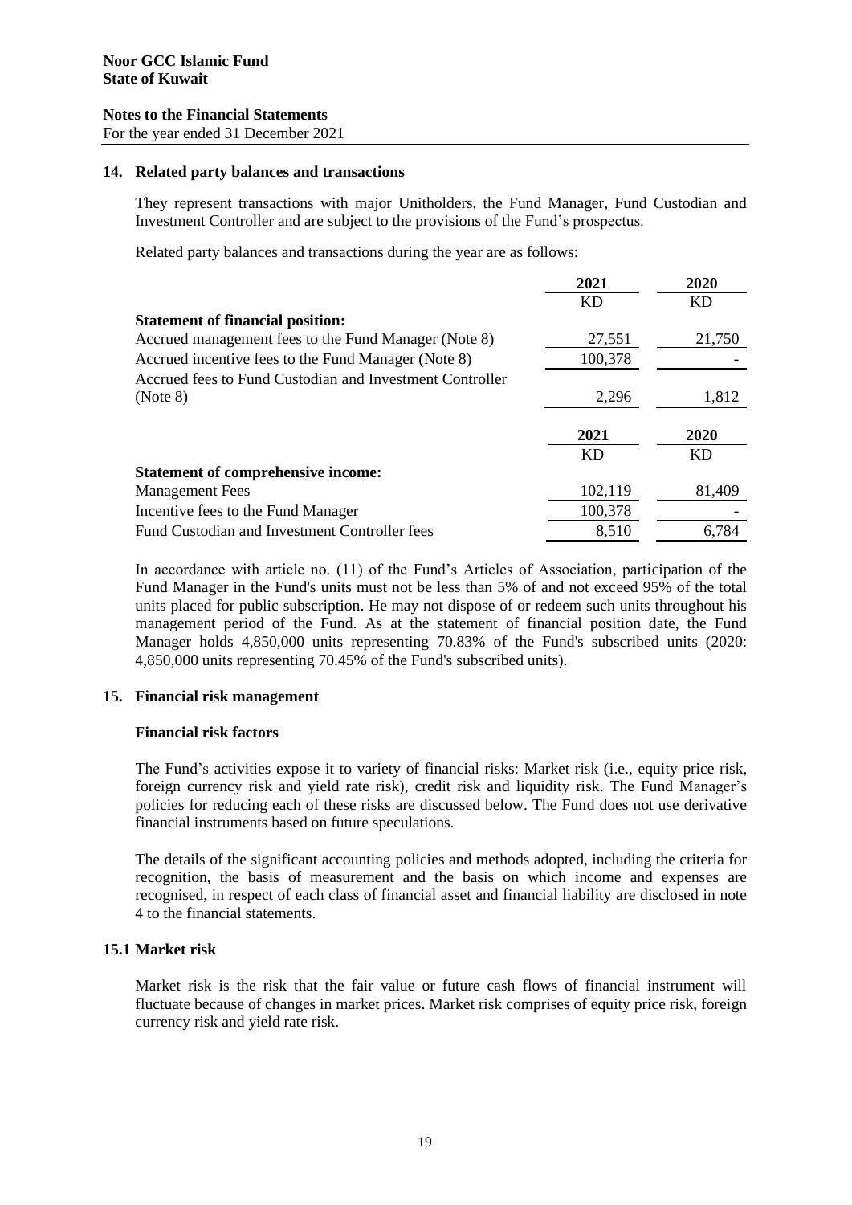## 14. Related party balances and transactions

They represent transactions with major Unitholders, the Fund Manager, Fund Custodian and Investment Controller and are subject to the provisions of the Fund's prospectus.

Related party balances and transactions during the year are as follows:

| | 2021 | 2020 |
|---|---|---|
| | KD | KD |
| **Statement of financial position:** | | |
| Accrued management fees to the Fund Manager (Note 8) | 27,551 | 21,750 |
| Accrued incentive fees to the Fund Manager (Note 8) | 100,378 | - |
| Accrued fees to Fund Custodian and Investment Controller (Note 8) | 2,296 | 1,812 |

| | 2021 | 2020 |
|---|---|---|
| | KD | KD |
| **Statement of comprehensive income:** | | |
| Management Fees | 102,119 | 81,409 |
| Incentive fees to the Fund Manager | 100,378 | - |
| Fund Custodian and Investment Controller fees | 8,510 | 6,784 |

In accordance with article no. (11) of the Fund's Articles of Association, participation of the Fund Manager in the Fund's units must not be less than 5% of and not exceed 95% of the total units placed for public subscription. He may not dispose of or redeem such units throughout his management period of the Fund. As at the statement of financial position date, the Fund Manager holds 4,850,000 units representing 70.83% of the Fund's subscribed units (2020: 4,850,000 units representing 70.45% of the Fund's subscribed units).

## 15. Financial risk management

### Financial risk factors

The Fund's activities expose it to variety of financial risks: Market risk (i.e., equity price risk, foreign currency risk and yield rate risk), credit risk and liquidity risk. The Fund Manager's policies for reducing each of these risks are discussed below. The Fund does not use derivative financial instruments based on future speculations.

The details of the significant accounting policies and methods adopted, including the criteria for recognition, the basis of measurement and the basis on which income and expenses are recognised, in respect of each class of financial asset and financial liability are disclosed in note 4 to the financial statements.

### 15.1 Market risk

Market risk is the risk that the fair value or future cash flows of financial instrument will fluctuate because of changes in market prices. Market risk comprises of equity price risk, foreign currency risk and yield rate risk.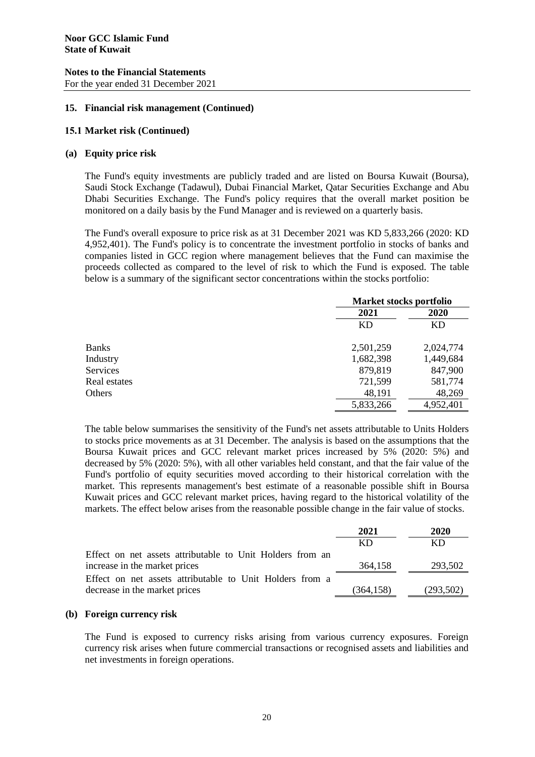**Noor GCC Islamic Fund**
**State of Kuwait**

**Notes to the Financial Statements**
For the year ended 31 December 2021

### 15. Financial risk management (Continued)

### 15.1 Market risk (Continued)

#### (a) Equity price risk

The Fund's equity investments are publicly traded and are listed on Boursa Kuwait (Boursa), Saudi Stock Exchange (Tadawul), Dubai Financial Market, Qatar Securities Exchange and Abu Dhabi Securities Exchange. The Fund's policy requires that the overall market position be monitored on a daily basis by the Fund Manager and is reviewed on a quarterly basis.

The Fund's overall exposure to price risk as at 31 December 2021 was KD 5,833,266 (2020: KD 4,952,401). The Fund's policy is to concentrate the investment portfolio in stocks of banks and companies listed in GCC region where management believes that the Fund can maximise the proceeds collected as compared to the level of risk to which the Fund is exposed. The table below is a summary of the significant sector concentrations within the stocks portfolio:

| | Market stocks portfolio | |
|---|---|---|
| | **2021** | **2020** |
| | KD | KD |
| Banks | 2,501,259 | 2,024,774 |
| Industry | 1,682,398 | 1,449,684 |
| Services | 879,819 | 847,900 |
| Real estates | 721,599 | 581,774 |
| Others | 48,191 | 48,269 |
| | 5,833,266 | 4,952,401 |

The table below summarises the sensitivity of the Fund's net assets attributable to Units Holders to stocks price movements as at 31 December. The analysis is based on the assumptions that the Boursa Kuwait prices and GCC relevant market prices increased by 5% (2020: 5%) and decreased by 5% (2020: 5%), with all other variables held constant, and that the fair value of the Fund's portfolio of equity securities moved according to their historical correlation with the market. This represents management's best estimate of a reasonable possible shift in Boursa Kuwait prices and GCC relevant market prices, having regard to the historical volatility of the markets. The effect below arises from the reasonable possible change in the fair value of stocks.

| | **2021** | **2020** |
|---|---|---|
| | KD | KD |
| Effect on net assets attributable to Unit Holders from an increase in the market prices | 364,158 | 293,502 |
| Effect on net assets attributable to Unit Holders from a decrease in the market prices | (364,158) | (293,502) |

#### (b) Foreign currency risk

The Fund is exposed to currency risks arising from various currency exposures. Foreign currency risk arises when future commercial transactions or recognised assets and liabilities and net investments in foreign operations.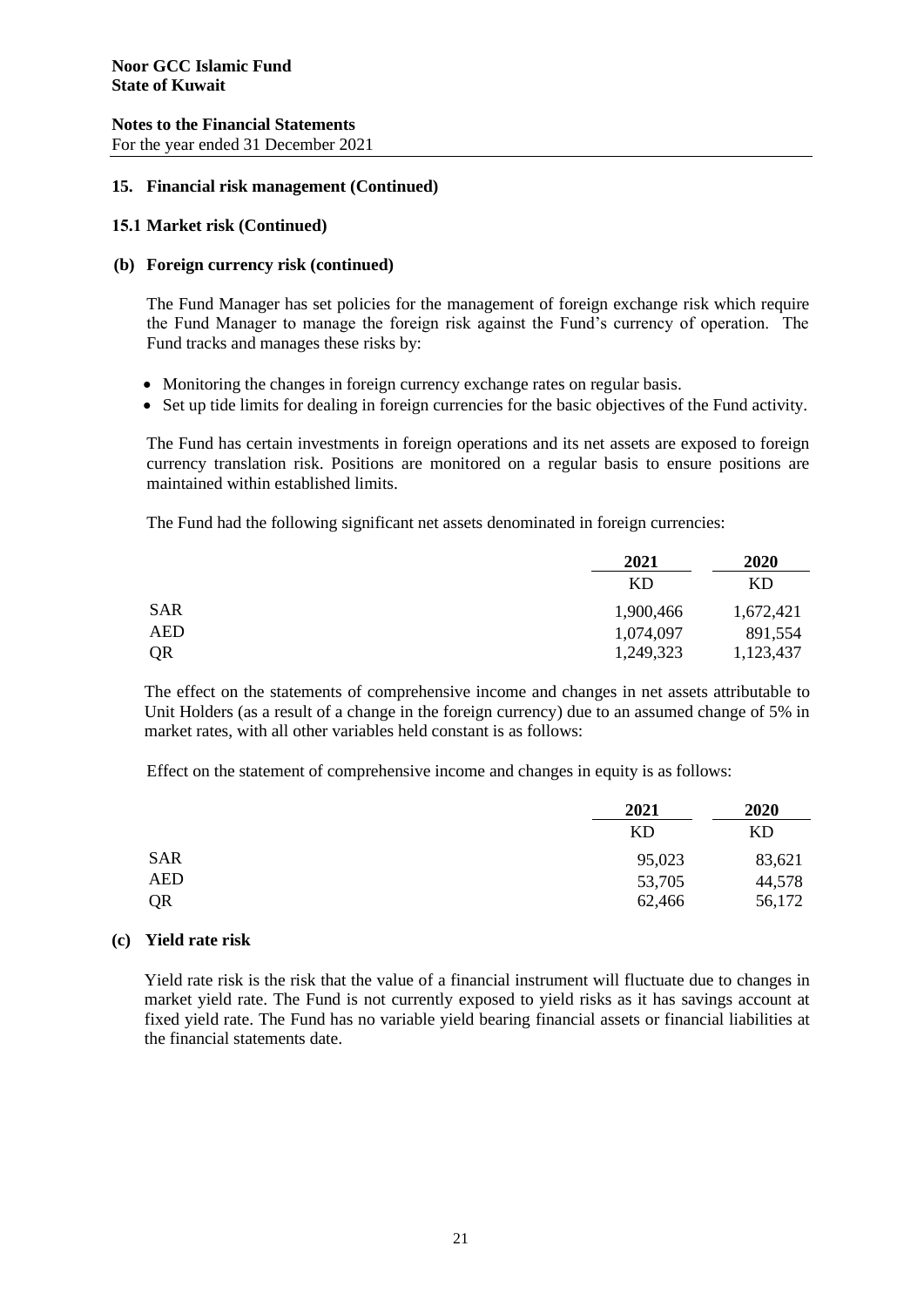**Noor GCC Islamic Fund**
**State of Kuwait**

**Notes to the Financial Statements**
For the year ended 31 December 2021

## 15. Financial risk management (Continued)

### 15.1 Market risk (Continued)

#### (b) Foreign currency risk (continued)

The Fund Manager has set policies for the management of foreign exchange risk which require the Fund Manager to manage the foreign risk against the Fund's currency of operation. The Fund tracks and manages these risks by:

- Monitoring the changes in foreign currency exchange rates on regular basis.
- Set up tide limits for dealing in foreign currencies for the basic objectives of the Fund activity.

The Fund has certain investments in foreign operations and its net assets are exposed to foreign currency translation risk. Positions are monitored on a regular basis to ensure positions are maintained within established limits.

The Fund had the following significant net assets denominated in foreign currencies:

| | 2021 | 2020 |
|---|---|---|
| | KD | KD |
| SAR | 1,900,466 | 1,672,421 |
| AED | 1,074,097 | 891,554 |
| QR | 1,249,323 | 1,123,437 |

The effect on the statements of comprehensive income and changes in net assets attributable to Unit Holders (as a result of a change in the foreign currency) due to an assumed change of 5% in market rates, with all other variables held constant is as follows:

Effect on the statement of comprehensive income and changes in equity is as follows:

| | 2021 | 2020 |
|---|---|---|
| | KD | KD |
| SAR | 95,023 | 83,621 |
| AED | 53,705 | 44,578 |
| QR | 62,466 | 56,172 |

#### (c) Yield rate risk

Yield rate risk is the risk that the value of a financial instrument will fluctuate due to changes in market yield rate. The Fund is not currently exposed to yield risks as it has savings account at fixed yield rate. The Fund has no variable yield bearing financial assets or financial liabilities at the financial statements date.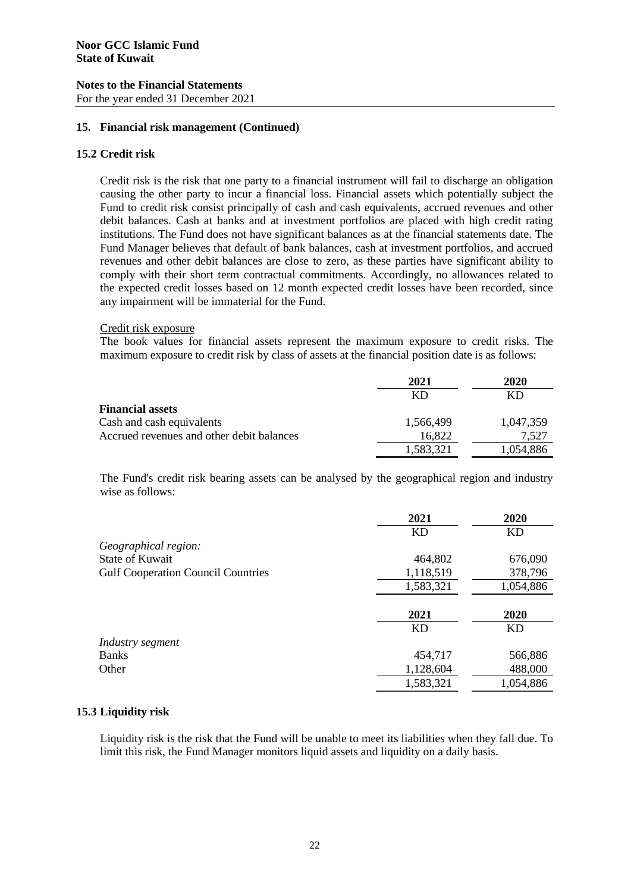## 15. Financial risk management (Continued)

### 15.2 Credit risk

Credit risk is the risk that one party to a financial instrument will fail to discharge an obligation causing the other party to incur a financial loss. Financial assets which potentially subject the Fund to credit risk consist principally of cash and cash equivalents, accrued revenues and other debit balances. Cash at banks and at investment portfolios are placed with high credit rating institutions. The Fund does not have significant balances as at the financial statements date. The Fund Manager believes that default of bank balances, cash at investment portfolios, and accrued revenues and other debit balances are close to zero, as these parties have significant ability to comply with their short term contractual commitments. Accordingly, no allowances related to the expected credit losses based on 12 month expected credit losses have been recorded, since any impairment will be immaterial for the Fund.

Credit risk exposure

The book values for financial assets represent the maximum exposure to credit risks. The maximum exposure to credit risk by class of assets at the financial position date is as follows:

| | 2021 | 2020 |
|---|---|---|
| | KD | KD |
| **Financial assets** | | |
| Cash and cash equivalents | 1,566,499 | 1,047,359 |
| Accrued revenues and other debit balances | 16,822 | 7,527 |
| | 1,583,321 | 1,054,886 |

The Fund's credit risk bearing assets can be analysed by the geographical region and industry wise as follows:

| | 2021 | 2020 |
|---|---|---|
| | KD | KD |
| *Geographical region:* | | |
| State of Kuwait | 464,802 | 676,090 |
| Gulf Cooperation Council Countries | 1,118,519 | 378,796 |
| | 1,583,321 | 1,054,886 |

| | 2021 | 2020 |
|---|---|---|
| | KD | KD |
| *Industry segment* | | |
| Banks | 454,717 | 566,886 |
| Other | 1,128,604 | 488,000 |
| | 1,583,321 | 1,054,886 |

### 15.3 Liquidity risk

Liquidity risk is the risk that the Fund will be unable to meet its liabilities when they fall due. To limit this risk, the Fund Manager monitors liquid assets and liquidity on a daily basis.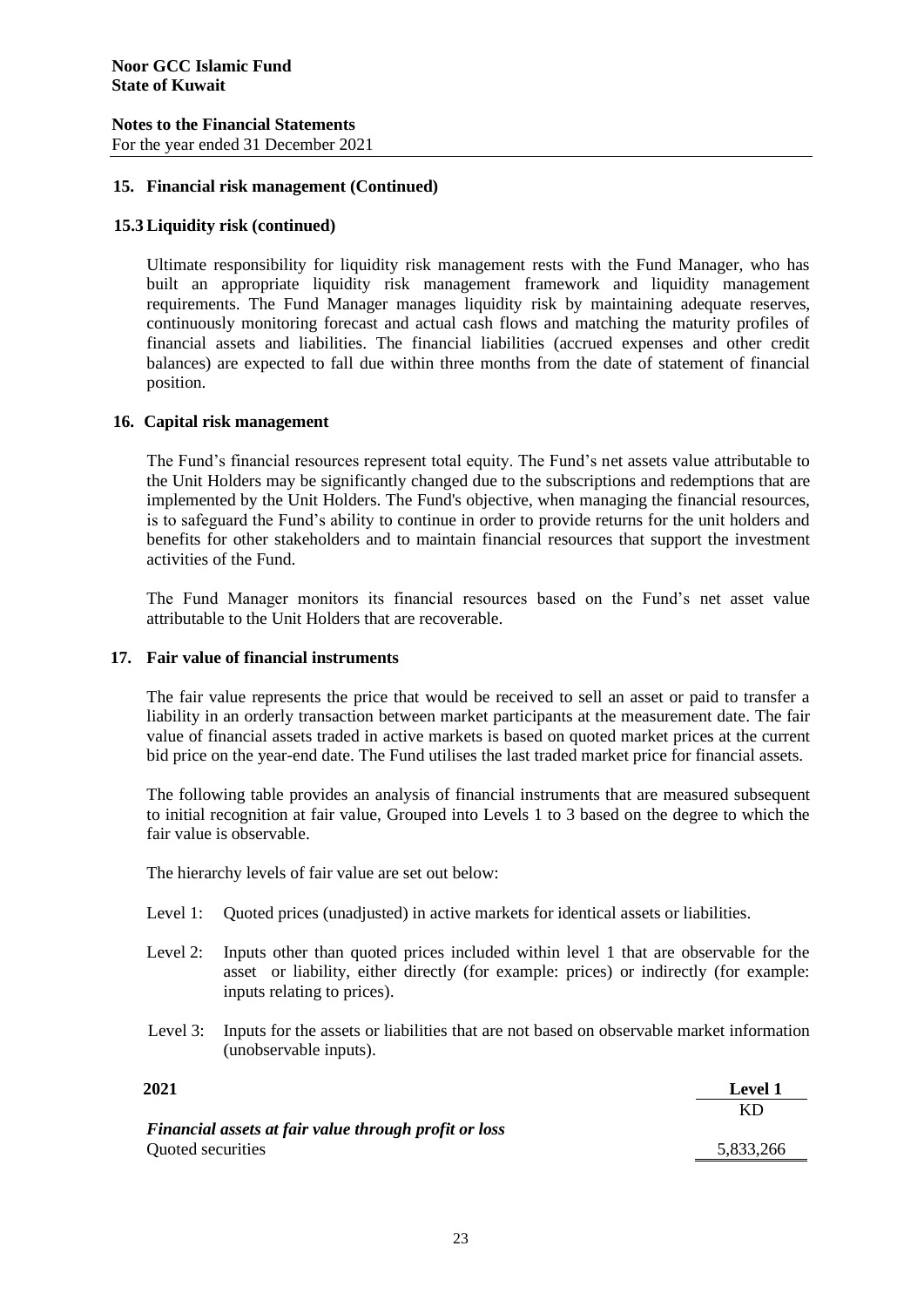**Noor GCC Islamic Fund**
**State of Kuwait**

**Notes to the Financial Statements**
For the year ended 31 December 2021

## 15. Financial risk management (Continued)

### 15.3 Liquidity risk (continued)

Ultimate responsibility for liquidity risk management rests with the Fund Manager, who has built an appropriate liquidity risk management framework and liquidity management requirements. The Fund Manager manages liquidity risk by maintaining adequate reserves, continuously monitoring forecast and actual cash flows and matching the maturity profiles of financial assets and liabilities. The financial liabilities (accrued expenses and other credit balances) are expected to fall due within three months from the date of statement of financial position.

## 16. Capital risk management

The Fund's financial resources represent total equity. The Fund's net assets value attributable to the Unit Holders may be significantly changed due to the subscriptions and redemptions that are implemented by the Unit Holders. The Fund's objective, when managing the financial resources, is to safeguard the Fund's ability to continue in order to provide returns for the unit holders and benefits for other stakeholders and to maintain financial resources that support the investment activities of the Fund.

The Fund Manager monitors its financial resources based on the Fund's net asset value attributable to the Unit Holders that are recoverable.

## 17. Fair value of financial instruments

The fair value represents the price that would be received to sell an asset or paid to transfer a liability in an orderly transaction between market participants at the measurement date. The fair value of financial assets traded in active markets is based on quoted market prices at the current bid price on the year-end date. The Fund utilises the last traded market price for financial assets.

The following table provides an analysis of financial instruments that are measured subsequent to initial recognition at fair value, Grouped into Levels 1 to 3 based on the degree to which the fair value is observable.

The hierarchy levels of fair value are set out below:

- Level 1: Quoted prices (unadjusted) in active markets for identical assets or liabilities.
- Level 2: Inputs other than quoted prices included within level 1 that are observable for the asset or liability, either directly (for example: prices) or indirectly (for example: inputs relating to prices).
- Level 3: Inputs for the assets or liabilities that are not based on observable market information (unobservable inputs).

| **2021** | **Level 1** |
|---|---|
| | KD |
| ***Financial assets at fair value through profit or loss*** | |
| Quoted securities | 5,833,266 |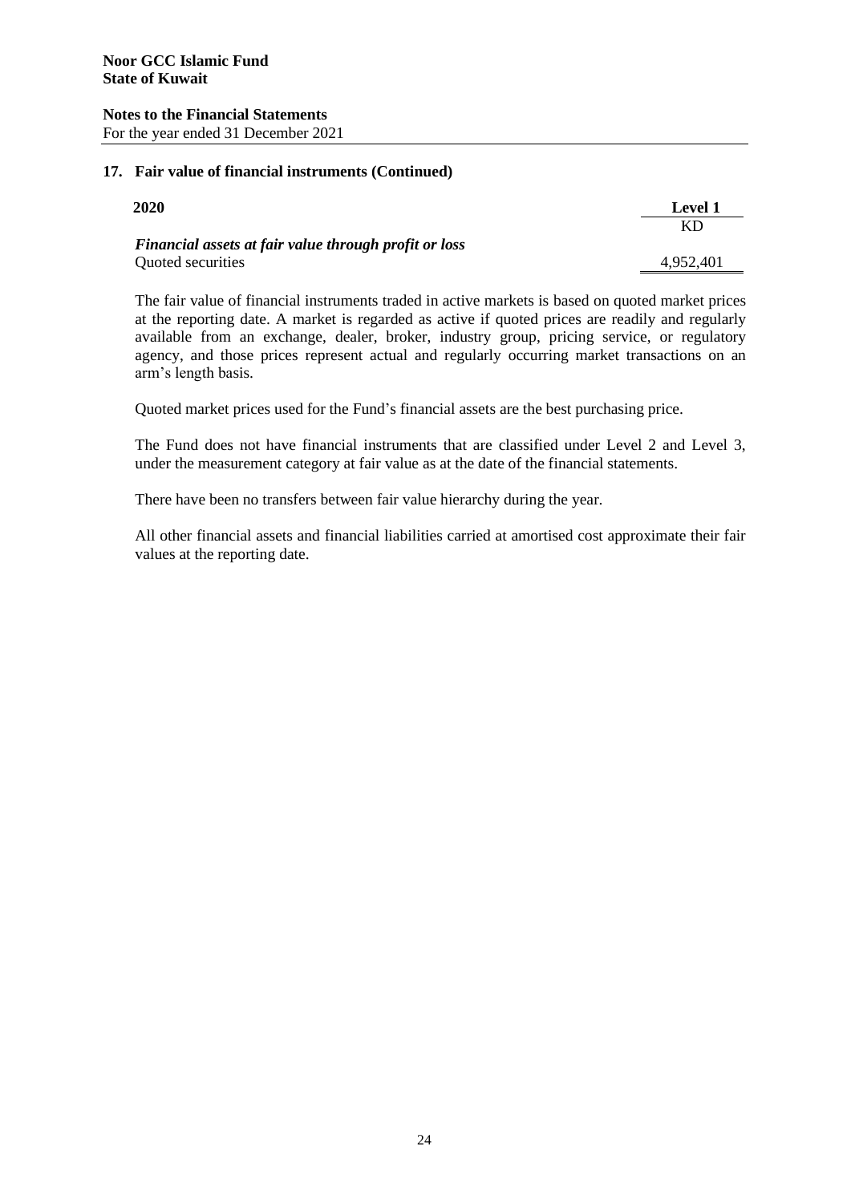## 17. Fair value of financial instruments (Continued)

| 2020 | Level 1 |
|---|---|
| | KD |
| ***Financial assets at fair value through profit or loss*** | |
| Quoted securities | 4,952,401 |

The fair value of financial instruments traded in active markets is based on quoted market prices at the reporting date. A market is regarded as active if quoted prices are readily and regularly available from an exchange, dealer, broker, industry group, pricing service, or regulatory agency, and those prices represent actual and regularly occurring market transactions on an arm's length basis.

Quoted market prices used for the Fund's financial assets are the best purchasing price.

The Fund does not have financial instruments that are classified under Level 2 and Level 3, under the measurement category at fair value as at the date of the financial statements.

There have been no transfers between fair value hierarchy during the year.

All other financial assets and financial liabilities carried at amortised cost approximate their fair values at the reporting date.